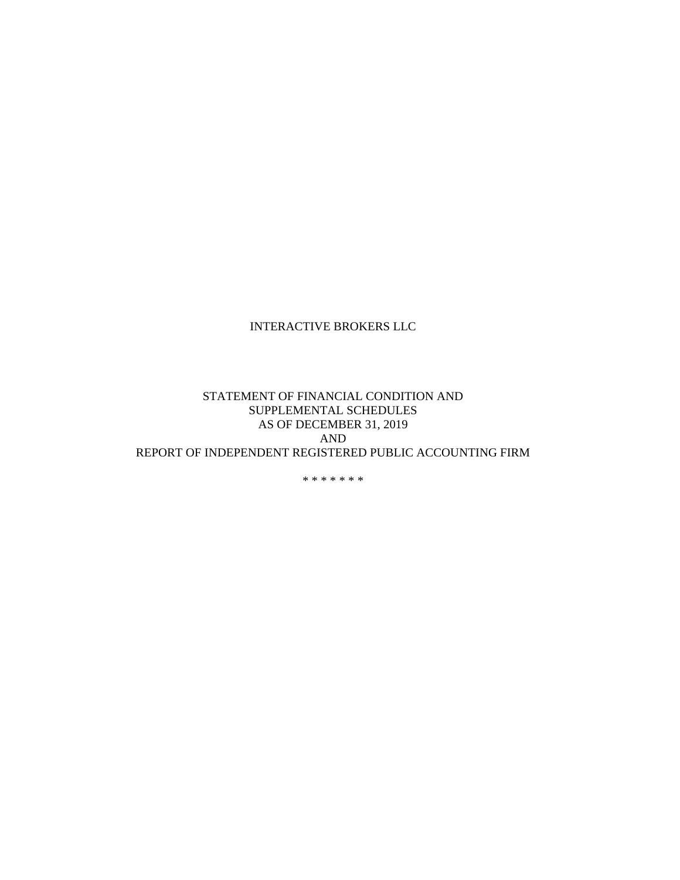# INTERACTIVE BROKERS LLC

STATEMENT OF FINANCIAL CONDITION AND
SUPPLEMENTAL SCHEDULES
AS OF DECEMBER 31, 2019
AND
REPORT OF INDEPENDENT REGISTERED PUBLIC ACCOUNTING FIRM

\* \* \* \* \* \* \*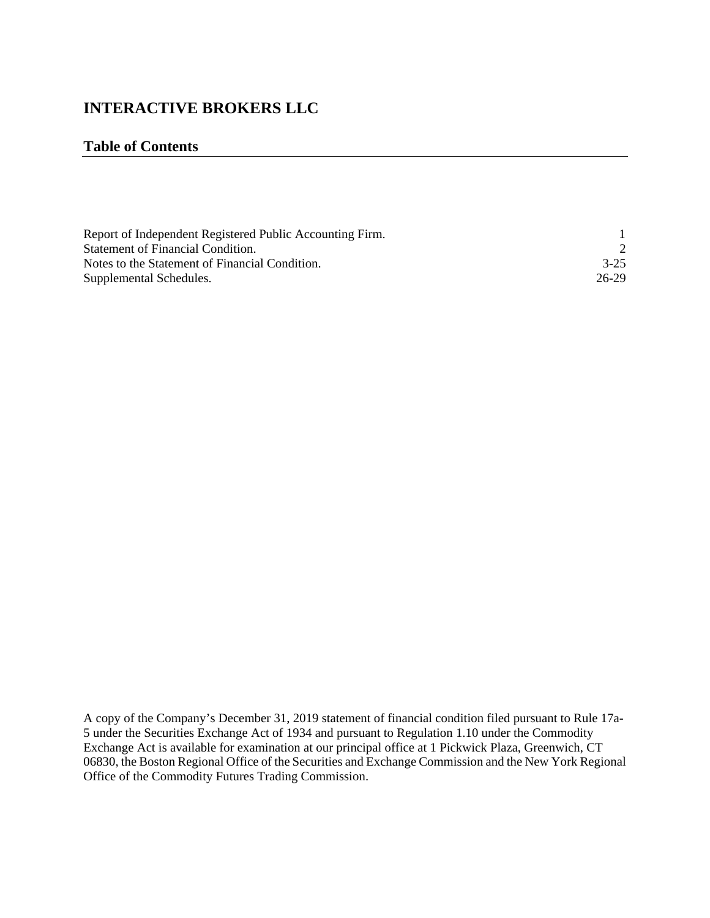# INTERACTIVE BROKERS LLC

## Table of Contents

| | |
|---|---|
| Report of Independent Registered Public Accounting Firm. | 1 |
| Statement of Financial Condition. | 2 |
| Notes to the Statement of Financial Condition. | 3-25 |
| Supplemental Schedules. | 26-29 |

A copy of the Company's December 31, 2019 statement of financial condition filed pursuant to Rule 17a-5 under the Securities Exchange Act of 1934 and pursuant to Regulation 1.10 under the Commodity Exchange Act is available for examination at our principal office at 1 Pickwick Plaza, Greenwich, CT 06830, the Boston Regional Office of the Securities and Exchange Commission and the New York Regional Office of the Commodity Futures Trading Commission.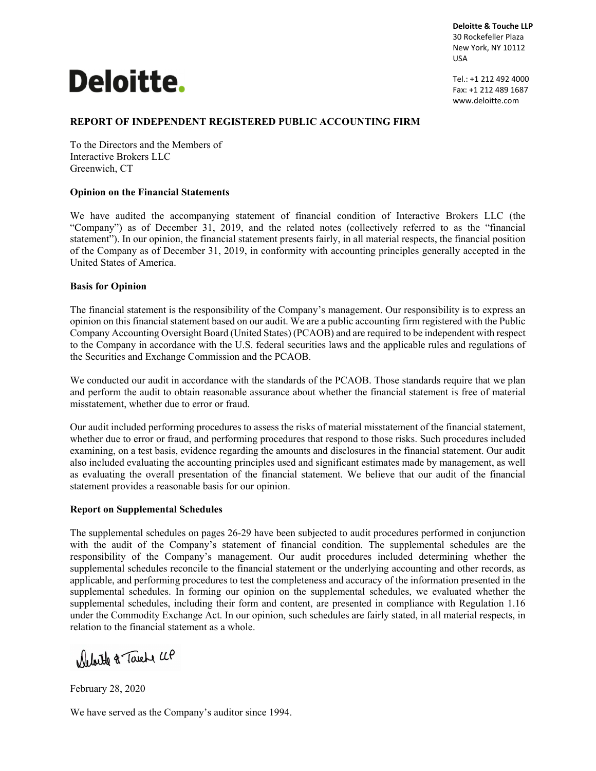**Deloitte & Touche LLP**
30 Rockefeller Plaza
New York, NY 10112
USA

Tel.: +1 212 492 4000
Fax: +1 212 489 1687
www.deloitte.com

# Deloitte.

## REPORT OF INDEPENDENT REGISTERED PUBLIC ACCOUNTING FIRM

To the Directors and the Members of
Interactive Brokers LLC
Greenwich, CT

### Opinion on the Financial Statements

We have audited the accompanying statement of financial condition of Interactive Brokers LLC (the "Company") as of December 31, 2019, and the related notes (collectively referred to as the "financial statement"). In our opinion, the financial statement presents fairly, in all material respects, the financial position of the Company as of December 31, 2019, in conformity with accounting principles generally accepted in the United States of America.

### Basis for Opinion

The financial statement is the responsibility of the Company's management. Our responsibility is to express an opinion on this financial statement based on our audit. We are a public accounting firm registered with the Public Company Accounting Oversight Board (United States) (PCAOB) and are required to be independent with respect to the Company in accordance with the U.S. federal securities laws and the applicable rules and regulations of the Securities and Exchange Commission and the PCAOB.

We conducted our audit in accordance with the standards of the PCAOB. Those standards require that we plan and perform the audit to obtain reasonable assurance about whether the financial statement is free of material misstatement, whether due to error or fraud.

Our audit included performing procedures to assess the risks of material misstatement of the financial statement, whether due to error or fraud, and performing procedures that respond to those risks. Such procedures included examining, on a test basis, evidence regarding the amounts and disclosures in the financial statement. Our audit also included evaluating the accounting principles used and significant estimates made by management, as well as evaluating the overall presentation of the financial statement. We believe that our audit of the financial statement provides a reasonable basis for our opinion.

### Report on Supplemental Schedules

The supplemental schedules on pages 26-29 have been subjected to audit procedures performed in conjunction with the audit of the Company's statement of financial condition. The supplemental schedules are the responsibility of the Company's management. Our audit procedures included determining whether the supplemental schedules reconcile to the financial statement or the underlying accounting and other records, as applicable, and performing procedures to test the completeness and accuracy of the information presented in the supplemental schedules. In forming our opinion on the supplemental schedules, we evaluated whether the supplemental schedules, including their form and content, are presented in compliance with Regulation 1.16 under the Commodity Exchange Act. In our opinion, such schedules are fairly stated, in all material respects, in relation to the financial statement as a whole.

Deloitte & Touche LLP

February 28, 2020

We have served as the Company's auditor since 1994.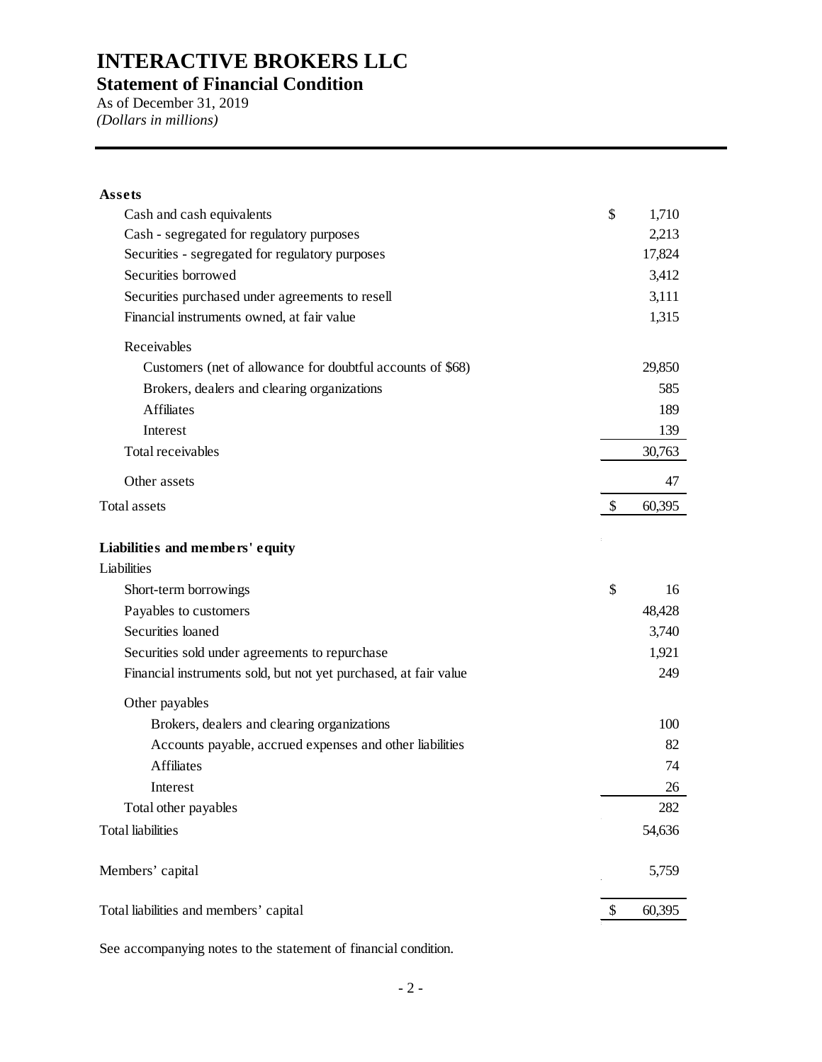# INTERACTIVE BROKERS LLC

## Statement of Financial Condition

As of December 31, 2019

*(Dollars in millions)*

| | | |
|---|---|---|
| **Assets** | | |
| Cash and cash equivalents | $ | 1,710 |
| Cash - segregated for regulatory purposes | | 2,213 |
| Securities - segregated for regulatory purposes | | 17,824 |
| Securities borrowed | | 3,412 |
| Securities purchased under agreements to resell | | 3,111 |
| Financial instruments owned, at fair value | | 1,315 |
| Receivables | | |
| Customers (net of allowance for doubtful accounts of $68) | | 29,850 |
| Brokers, dealers and clearing organizations | | 585 |
| Affiliates | | 189 |
| Interest | | 139 |
| Total receivables | | 30,763 |
| Other assets | | 47 |
| Total assets | $ | 60,395 |
| **Liabilities and members' equity** | | |
| Liabilities | | |
| Short-term borrowings | $ | 16 |
| Payables to customers | | 48,428 |
| Securities loaned | | 3,740 |
| Securities sold under agreements to repurchase | | 1,921 |
| Financial instruments sold, but not yet purchased, at fair value | | 249 |
| Other payables | | |
| Brokers, dealers and clearing organizations | | 100 |
| Accounts payable, accrued expenses and other liabilities | | 82 |
| Affiliates | | 74 |
| Interest | | 26 |
| Total other payables | | 282 |
| Total liabilities | | 54,636 |
| Members' capital | | 5,759 |
| Total liabilities and members' capital | $ | 60,395 |

See accompanying notes to the statement of financial condition.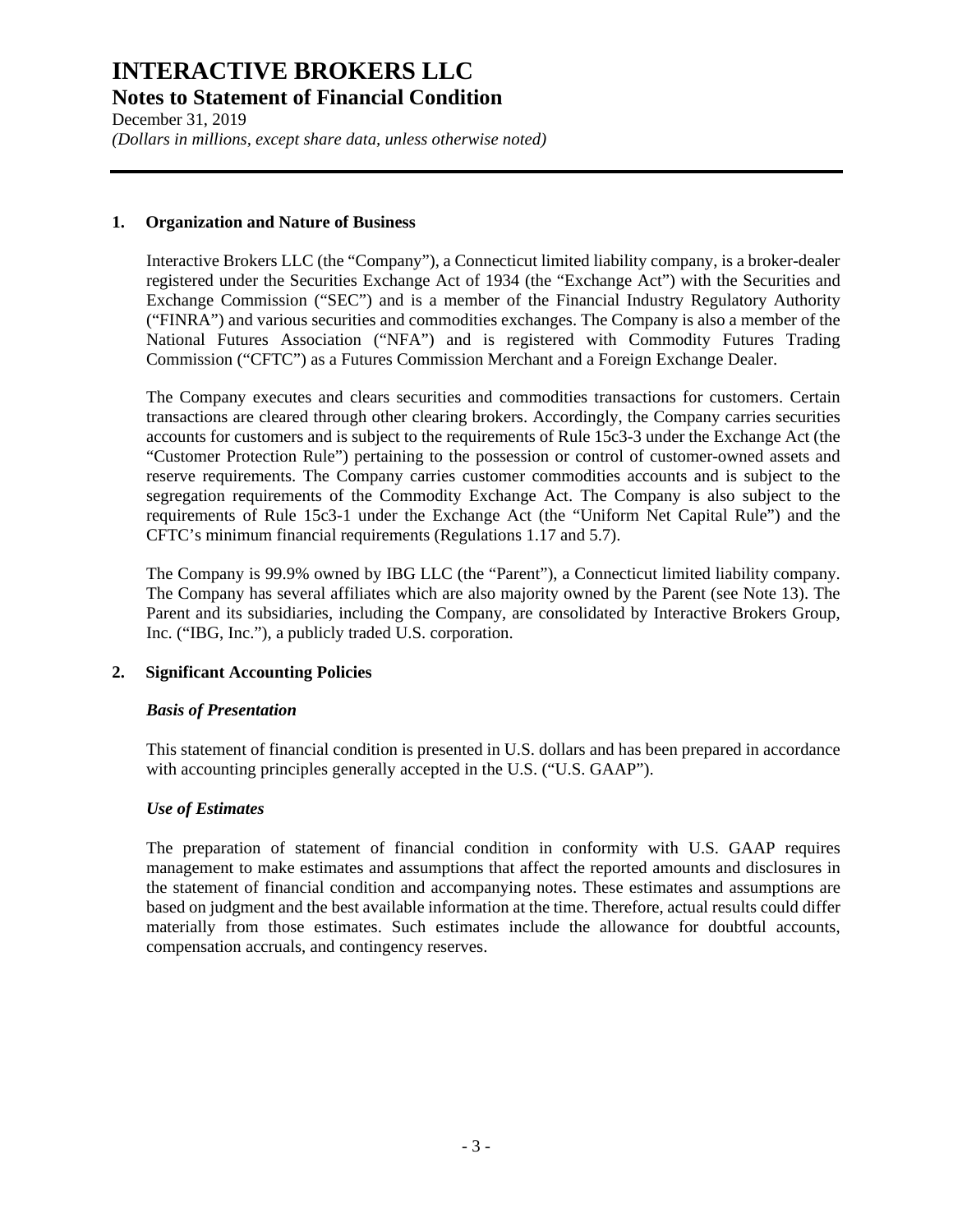# INTERACTIVE BROKERS LLC

## Notes to Statement of Financial Condition

December 31, 2019

*(Dollars in millions, except share data, unless otherwise noted)*

### 1. Organization and Nature of Business

Interactive Brokers LLC (the "Company"), a Connecticut limited liability company, is a broker-dealer registered under the Securities Exchange Act of 1934 (the "Exchange Act") with the Securities and Exchange Commission ("SEC") and is a member of the Financial Industry Regulatory Authority ("FINRA") and various securities and commodities exchanges. The Company is also a member of the National Futures Association ("NFA") and is registered with Commodity Futures Trading Commission ("CFTC") as a Futures Commission Merchant and a Foreign Exchange Dealer.

The Company executes and clears securities and commodities transactions for customers. Certain transactions are cleared through other clearing brokers. Accordingly, the Company carries securities accounts for customers and is subject to the requirements of Rule 15c3-3 under the Exchange Act (the "Customer Protection Rule") pertaining to the possession or control of customer-owned assets and reserve requirements. The Company carries customer commodities accounts and is subject to the segregation requirements of the Commodity Exchange Act. The Company is also subject to the requirements of Rule 15c3-1 under the Exchange Act (the "Uniform Net Capital Rule") and the CFTC's minimum financial requirements (Regulations 1.17 and 5.7).

The Company is 99.9% owned by IBG LLC (the "Parent"), a Connecticut limited liability company. The Company has several affiliates which are also majority owned by the Parent (see Note 13). The Parent and its subsidiaries, including the Company, are consolidated by Interactive Brokers Group, Inc. ("IBG, Inc."), a publicly traded U.S. corporation.

### 2. Significant Accounting Policies

#### *Basis of Presentation*

This statement of financial condition is presented in U.S. dollars and has been prepared in accordance with accounting principles generally accepted in the U.S. ("U.S. GAAP").

#### *Use of Estimates*

The preparation of statement of financial condition in conformity with U.S. GAAP requires management to make estimates and assumptions that affect the reported amounts and disclosures in the statement of financial condition and accompanying notes. These estimates and assumptions are based on judgment and the best available information at the time. Therefore, actual results could differ materially from those estimates. Such estimates include the allowance for doubtful accounts, compensation accruals, and contingency reserves.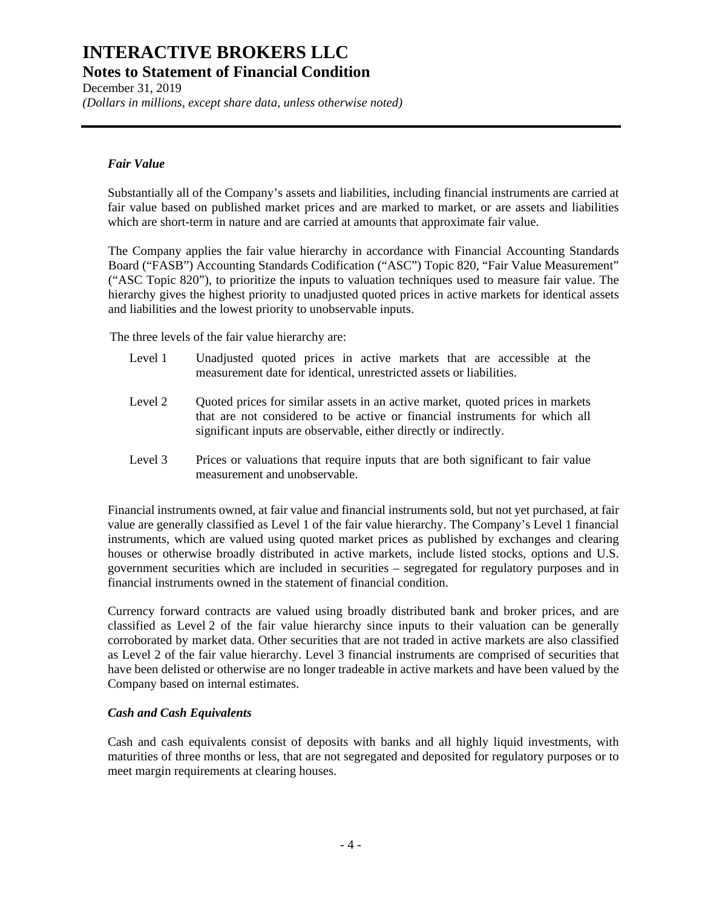### *Fair Value*

Substantially all of the Company's assets and liabilities, including financial instruments are carried at fair value based on published market prices and are marked to market, or are assets and liabilities which are short-term in nature and are carried at amounts that approximate fair value.

The Company applies the fair value hierarchy in accordance with Financial Accounting Standards Board ("FASB") Accounting Standards Codification ("ASC") Topic 820, "Fair Value Measurement" ("ASC Topic 820"), to prioritize the inputs to valuation techniques used to measure fair value. The hierarchy gives the highest priority to unadjusted quoted prices in active markets for identical assets and liabilities and the lowest priority to unobservable inputs.

The three levels of the fair value hierarchy are:

| | |
|---|---|
| Level 1 | Unadjusted quoted prices in active markets that are accessible at the measurement date for identical, unrestricted assets or liabilities. |
| Level 2 | Quoted prices for similar assets in an active market, quoted prices in markets that are not considered to be active or financial instruments for which all significant inputs are observable, either directly or indirectly. |
| Level 3 | Prices or valuations that require inputs that are both significant to fair value measurement and unobservable. |

Financial instruments owned, at fair value and financial instruments sold, but not yet purchased, at fair value are generally classified as Level 1 of the fair value hierarchy. The Company's Level 1 financial instruments, which are valued using quoted market prices as published by exchanges and clearing houses or otherwise broadly distributed in active markets, include listed stocks, options and U.S. government securities which are included in securities – segregated for regulatory purposes and in financial instruments owned in the statement of financial condition.

Currency forward contracts are valued using broadly distributed bank and broker prices, and are classified as Level 2 of the fair value hierarchy since inputs to their valuation can be generally corroborated by market data. Other securities that are not traded in active markets are also classified as Level 2 of the fair value hierarchy. Level 3 financial instruments are comprised of securities that have been delisted or otherwise are no longer tradeable in active markets and have been valued by the Company based on internal estimates.

### *Cash and Cash Equivalents*

Cash and cash equivalents consist of deposits with banks and all highly liquid investments, with maturities of three months or less, that are not segregated and deposited for regulatory purposes or to meet margin requirements at clearing houses.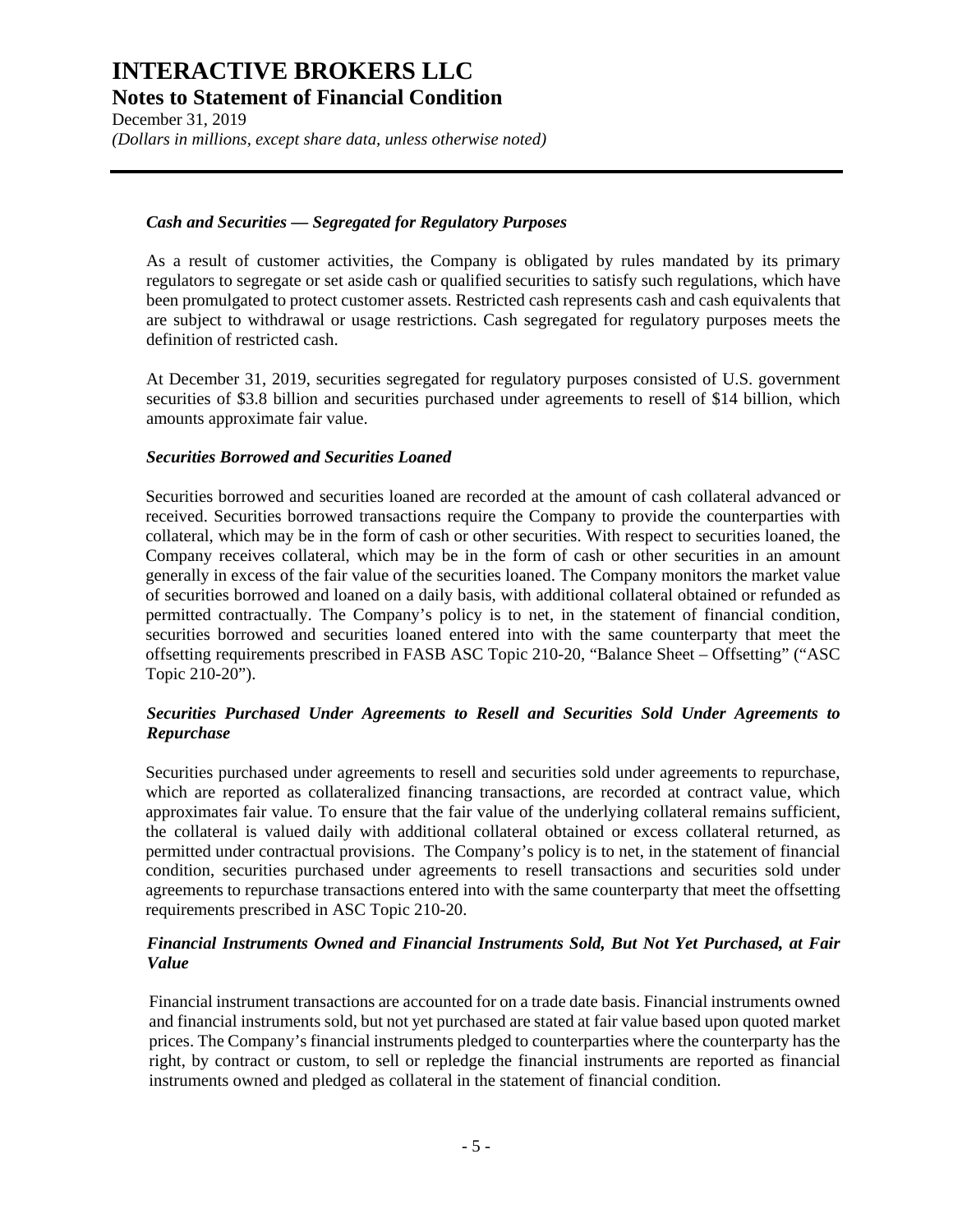### *Cash and Securities — Segregated for Regulatory Purposes*

As a result of customer activities, the Company is obligated by rules mandated by its primary regulators to segregate or set aside cash or qualified securities to satisfy such regulations, which have been promulgated to protect customer assets. Restricted cash represents cash and cash equivalents that are subject to withdrawal or usage restrictions. Cash segregated for regulatory purposes meets the definition of restricted cash.

At December 31, 2019, securities segregated for regulatory purposes consisted of U.S. government securities of $3.8 billion and securities purchased under agreements to resell of $14 billion, which amounts approximate fair value.

### *Securities Borrowed and Securities Loaned*

Securities borrowed and securities loaned are recorded at the amount of cash collateral advanced or received. Securities borrowed transactions require the Company to provide the counterparties with collateral, which may be in the form of cash or other securities. With respect to securities loaned, the Company receives collateral, which may be in the form of cash or other securities in an amount generally in excess of the fair value of the securities loaned. The Company monitors the market value of securities borrowed and loaned on a daily basis, with additional collateral obtained or refunded as permitted contractually. The Company's policy is to net, in the statement of financial condition, securities borrowed and securities loaned entered into with the same counterparty that meet the offsetting requirements prescribed in FASB ASC Topic 210-20, "Balance Sheet – Offsetting" ("ASC Topic 210-20").

### *Securities Purchased Under Agreements to Resell and Securities Sold Under Agreements to Repurchase*

Securities purchased under agreements to resell and securities sold under agreements to repurchase, which are reported as collateralized financing transactions, are recorded at contract value, which approximates fair value. To ensure that the fair value of the underlying collateral remains sufficient, the collateral is valued daily with additional collateral obtained or excess collateral returned, as permitted under contractual provisions. The Company's policy is to net, in the statement of financial condition, securities purchased under agreements to resell transactions and securities sold under agreements to repurchase transactions entered into with the same counterparty that meet the offsetting requirements prescribed in ASC Topic 210-20.

### *Financial Instruments Owned and Financial Instruments Sold, But Not Yet Purchased, at Fair Value*

Financial instrument transactions are accounted for on a trade date basis. Financial instruments owned and financial instruments sold, but not yet purchased are stated at fair value based upon quoted market prices. The Company's financial instruments pledged to counterparties where the counterparty has the right, by contract or custom, to sell or repledge the financial instruments are reported as financial instruments owned and pledged as collateral in the statement of financial condition.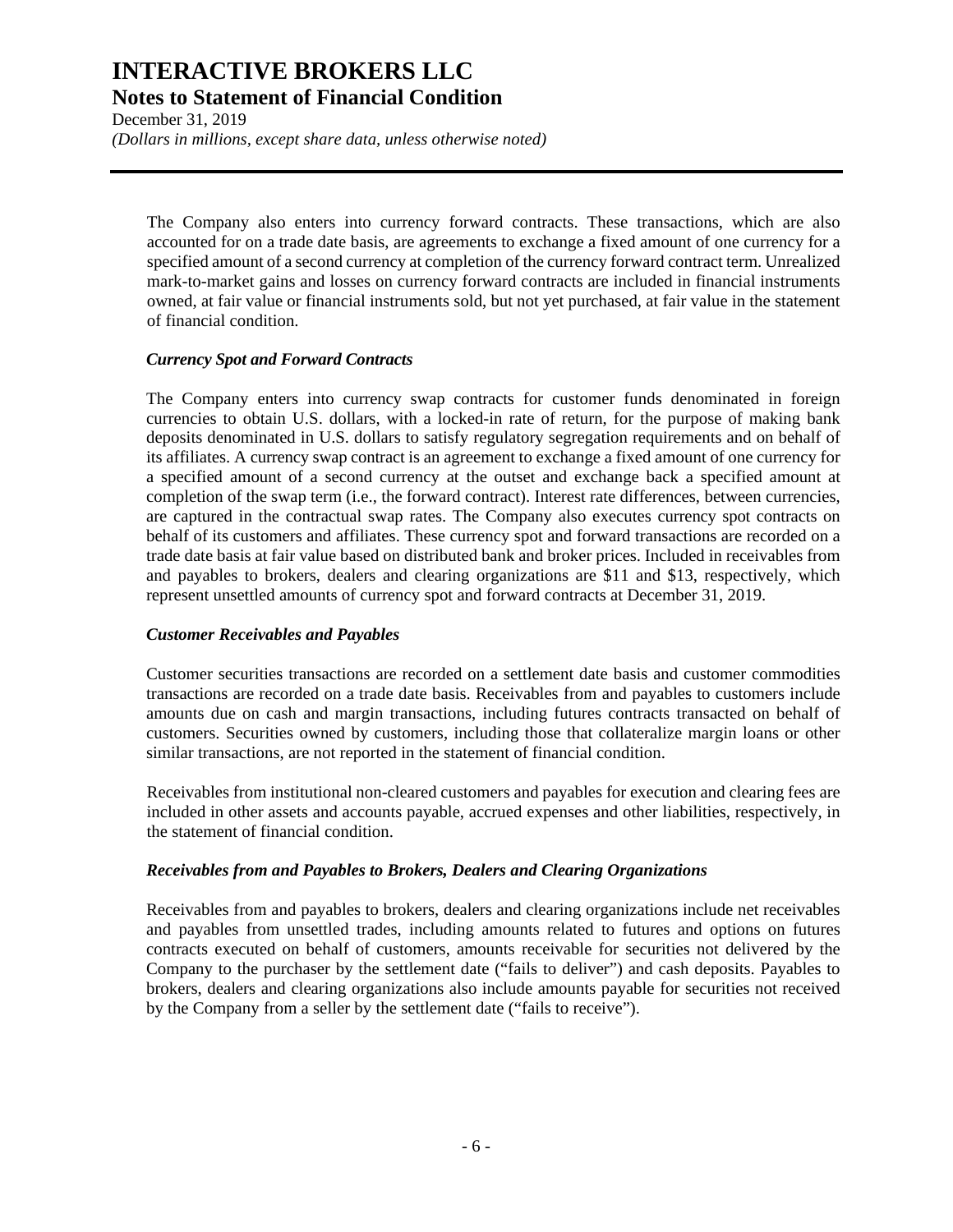The Company also enters into currency forward contracts. These transactions, which are also accounted for on a trade date basis, are agreements to exchange a fixed amount of one currency for a specified amount of a second currency at completion of the currency forward contract term. Unrealized mark-to-market gains and losses on currency forward contracts are included in financial instruments owned, at fair value or financial instruments sold, but not yet purchased, at fair value in the statement of financial condition.

***Currency Spot and Forward Contracts***

The Company enters into currency swap contracts for customer funds denominated in foreign currencies to obtain U.S. dollars, with a locked-in rate of return, for the purpose of making bank deposits denominated in U.S. dollars to satisfy regulatory segregation requirements and on behalf of its affiliates. A currency swap contract is an agreement to exchange a fixed amount of one currency for a specified amount of a second currency at the outset and exchange back a specified amount at completion of the swap term (i.e., the forward contract). Interest rate differences, between currencies, are captured in the contractual swap rates. The Company also executes currency spot contracts on behalf of its customers and affiliates. These currency spot and forward transactions are recorded on a trade date basis at fair value based on distributed bank and broker prices. Included in receivables from and payables to brokers, dealers and clearing organizations are $11 and $13, respectively, which represent unsettled amounts of currency spot and forward contracts at December 31, 2019.

***Customer Receivables and Payables***

Customer securities transactions are recorded on a settlement date basis and customer commodities transactions are recorded on a trade date basis. Receivables from and payables to customers include amounts due on cash and margin transactions, including futures contracts transacted on behalf of customers. Securities owned by customers, including those that collateralize margin loans or other similar transactions, are not reported in the statement of financial condition.

Receivables from institutional non-cleared customers and payables for execution and clearing fees are included in other assets and accounts payable, accrued expenses and other liabilities, respectively, in the statement of financial condition.

***Receivables from and Payables to Brokers, Dealers and Clearing Organizations***

Receivables from and payables to brokers, dealers and clearing organizations include net receivables and payables from unsettled trades, including amounts related to futures and options on futures contracts executed on behalf of customers, amounts receivable for securities not delivered by the Company to the purchaser by the settlement date ("fails to deliver") and cash deposits. Payables to brokers, dealers and clearing organizations also include amounts payable for securities not received by the Company from a seller by the settlement date ("fails to receive").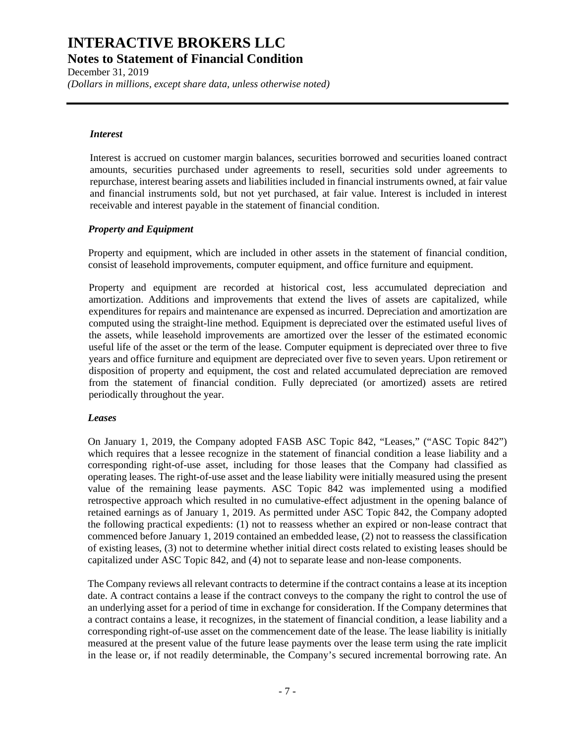### *Interest*

Interest is accrued on customer margin balances, securities borrowed and securities loaned contract amounts, securities purchased under agreements to resell, securities sold under agreements to repurchase, interest bearing assets and liabilities included in financial instruments owned, at fair value and financial instruments sold, but not yet purchased, at fair value. Interest is included in interest receivable and interest payable in the statement of financial condition.

### *Property and Equipment*

Property and equipment, which are included in other assets in the statement of financial condition, consist of leasehold improvements, computer equipment, and office furniture and equipment.

Property and equipment are recorded at historical cost, less accumulated depreciation and amortization. Additions and improvements that extend the lives of assets are capitalized, while expenditures for repairs and maintenance are expensed as incurred. Depreciation and amortization are computed using the straight-line method. Equipment is depreciated over the estimated useful lives of the assets, while leasehold improvements are amortized over the lesser of the estimated economic useful life of the asset or the term of the lease. Computer equipment is depreciated over three to five years and office furniture and equipment are depreciated over five to seven years. Upon retirement or disposition of property and equipment, the cost and related accumulated depreciation are removed from the statement of financial condition. Fully depreciated (or amortized) assets are retired periodically throughout the year.

### *Leases*

On January 1, 2019, the Company adopted FASB ASC Topic 842, "Leases," ("ASC Topic 842") which requires that a lessee recognize in the statement of financial condition a lease liability and a corresponding right-of-use asset, including for those leases that the Company had classified as operating leases. The right-of-use asset and the lease liability were initially measured using the present value of the remaining lease payments. ASC Topic 842 was implemented using a modified retrospective approach which resulted in no cumulative-effect adjustment in the opening balance of retained earnings as of January 1, 2019. As permitted under ASC Topic 842, the Company adopted the following practical expedients: (1) not to reassess whether an expired or non-lease contract that commenced before January 1, 2019 contained an embedded lease, (2) not to reassess the classification of existing leases, (3) not to determine whether initial direct costs related to existing leases should be capitalized under ASC Topic 842, and (4) not to separate lease and non-lease components.

The Company reviews all relevant contracts to determine if the contract contains a lease at its inception date. A contract contains a lease if the contract conveys to the company the right to control the use of an underlying asset for a period of time in exchange for consideration. If the Company determines that a contract contains a lease, it recognizes, in the statement of financial condition, a lease liability and a corresponding right-of-use asset on the commencement date of the lease. The lease liability is initially measured at the present value of the future lease payments over the lease term using the rate implicit in the lease or, if not readily determinable, the Company's secured incremental borrowing rate. An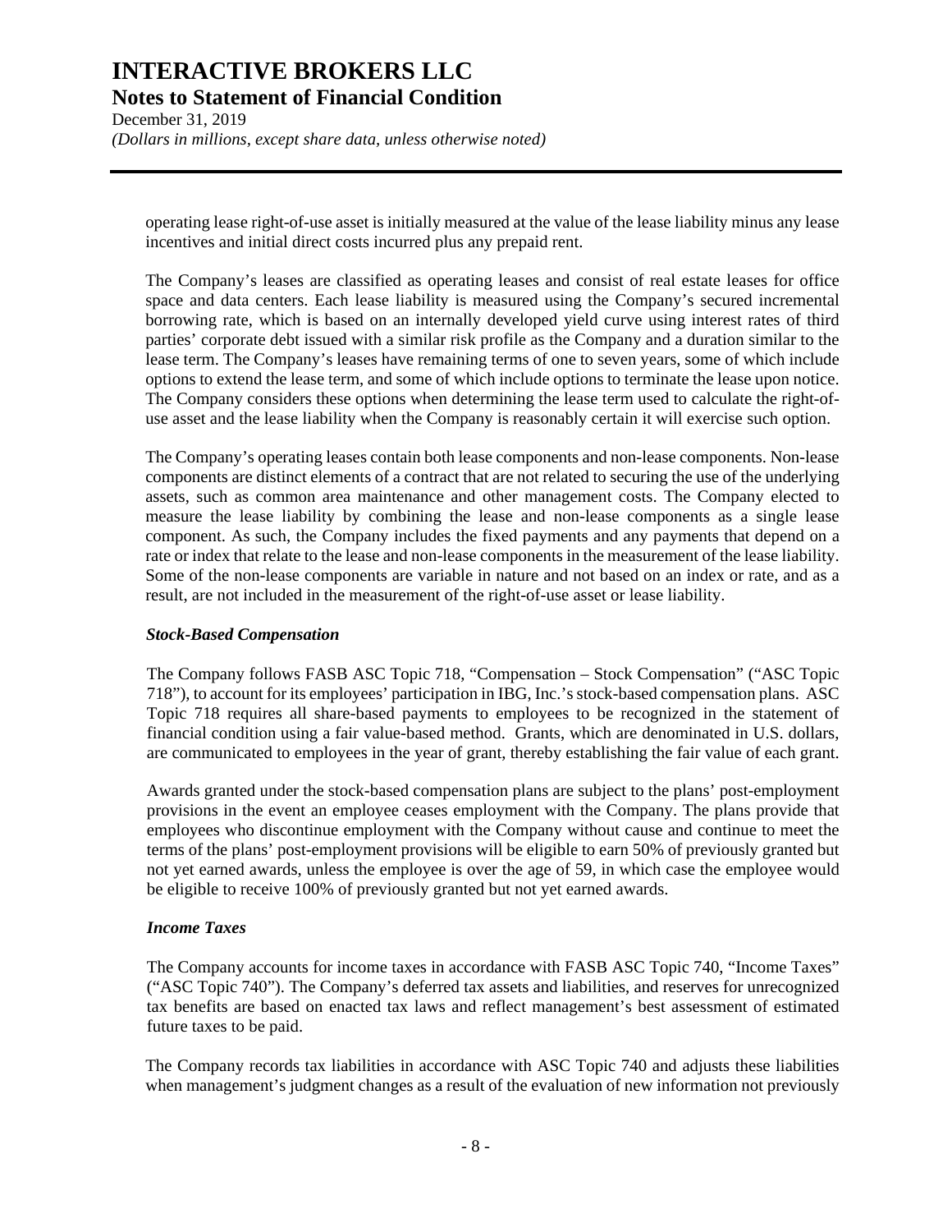operating lease right-of-use asset is initially measured at the value of the lease liability minus any lease incentives and initial direct costs incurred plus any prepaid rent.

The Company's leases are classified as operating leases and consist of real estate leases for office space and data centers. Each lease liability is measured using the Company's secured incremental borrowing rate, which is based on an internally developed yield curve using interest rates of third parties' corporate debt issued with a similar risk profile as the Company and a duration similar to the lease term. The Company's leases have remaining terms of one to seven years, some of which include options to extend the lease term, and some of which include options to terminate the lease upon notice. The Company considers these options when determining the lease term used to calculate the right-of-use asset and the lease liability when the Company is reasonably certain it will exercise such option.

The Company's operating leases contain both lease components and non-lease components. Non-lease components are distinct elements of a contract that are not related to securing the use of the underlying assets, such as common area maintenance and other management costs. The Company elected to measure the lease liability by combining the lease and non-lease components as a single lease component. As such, the Company includes the fixed payments and any payments that depend on a rate or index that relate to the lease and non-lease components in the measurement of the lease liability. Some of the non-lease components are variable in nature and not based on an index or rate, and as a result, are not included in the measurement of the right-of-use asset or lease liability.

***Stock-Based Compensation***

The Company follows FASB ASC Topic 718, "Compensation – Stock Compensation" ("ASC Topic 718"), to account for its employees' participation in IBG, Inc.'s stock-based compensation plans. ASC Topic 718 requires all share-based payments to employees to be recognized in the statement of financial condition using a fair value-based method. Grants, which are denominated in U.S. dollars, are communicated to employees in the year of grant, thereby establishing the fair value of each grant.

Awards granted under the stock-based compensation plans are subject to the plans' post-employment provisions in the event an employee ceases employment with the Company. The plans provide that employees who discontinue employment with the Company without cause and continue to meet the terms of the plans' post-employment provisions will be eligible to earn 50% of previously granted but not yet earned awards, unless the employee is over the age of 59, in which case the employee would be eligible to receive 100% of previously granted but not yet earned awards.

***Income Taxes***

The Company accounts for income taxes in accordance with FASB ASC Topic 740, "Income Taxes" ("ASC Topic 740"). The Company's deferred tax assets and liabilities, and reserves for unrecognized tax benefits are based on enacted tax laws and reflect management's best assessment of estimated future taxes to be paid.

The Company records tax liabilities in accordance with ASC Topic 740 and adjusts these liabilities when management's judgment changes as a result of the evaluation of new information not previously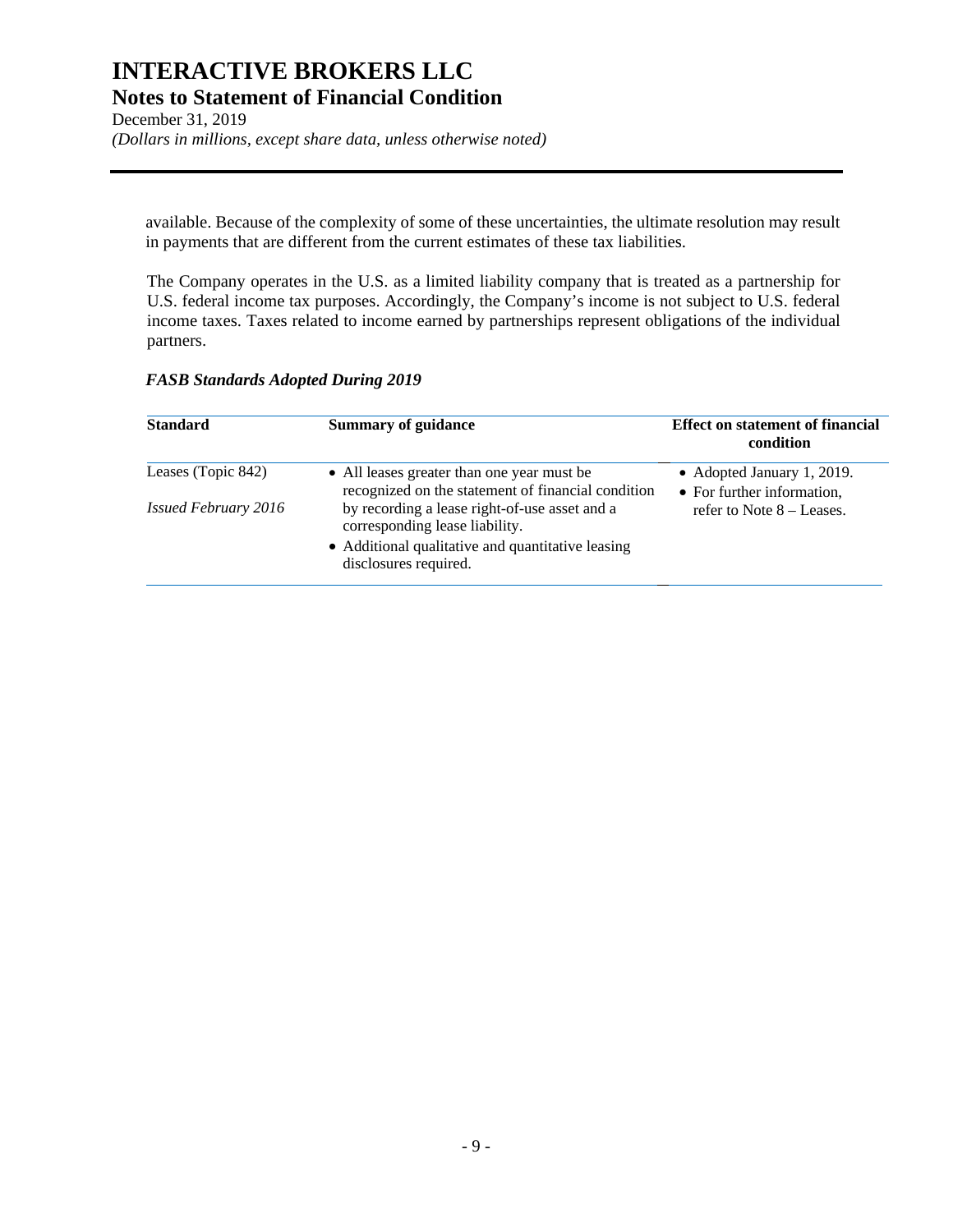available. Because of the complexity of some of these uncertainties, the ultimate resolution may result in payments that are different from the current estimates of these tax liabilities.

The Company operates in the U.S. as a limited liability company that is treated as a partnership for U.S. federal income tax purposes. Accordingly, the Company's income is not subject to U.S. federal income taxes. Taxes related to income earned by partnerships represent obligations of the individual partners.

***FASB Standards Adopted During 2019***

| **Standard** | **Summary of guidance** | **Effect on statement of financial condition** |
|---|---|---|
| Leases (Topic 842)<br><br>*Issued February 2016* | • All leases greater than one year must be recognized on the statement of financial condition by recording a lease right-of-use asset and a corresponding lease liability.<br>• Additional qualitative and quantitative leasing disclosures required. | • Adopted January 1, 2019.<br>• For further information, refer to Note 8 – Leases. |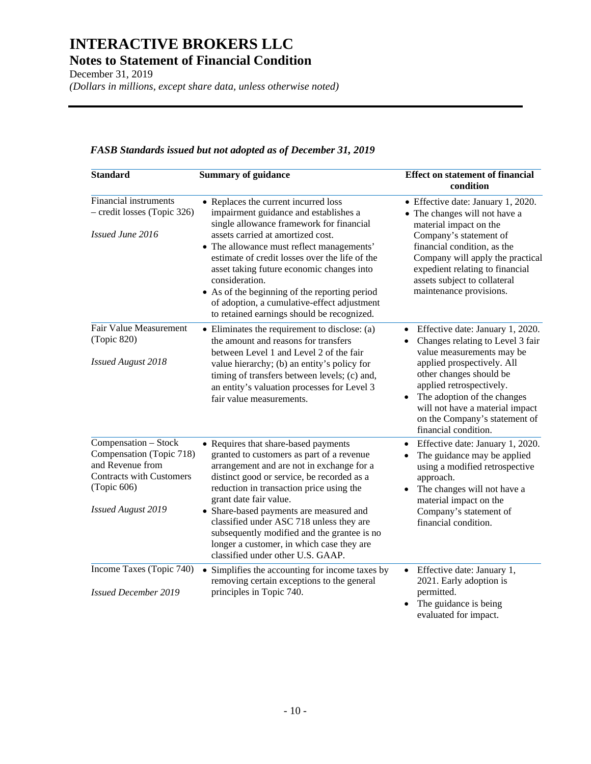*FASB Standards issued but not adopted as of December 31, 2019*

| Standard | Summary of guidance | Effect on statement of financial condition |
|---|---|---|
| Financial instruments – credit losses (Topic 326)<br><br>*Issued June 2016* | • Replaces the current incurred loss impairment guidance and establishes a single allowance framework for financial assets carried at amortized cost.<br>• The allowance must reflect managements' estimate of credit losses over the life of the asset taking future economic changes into consideration.<br>• As of the beginning of the reporting period of adoption, a cumulative-effect adjustment to retained earnings should be recognized. | • Effective date: January 1, 2020.<br>• The changes will not have a material impact on the Company's statement of financial condition, as the Company will apply the practical expedient relating to financial assets subject to collateral maintenance provisions. |
| Fair Value Measurement (Topic 820)<br><br>*Issued August 2018* | • Eliminates the requirement to disclose: (a) the amount and reasons for transfers between Level 1 and Level 2 of the fair value hierarchy; (b) an entity's policy for timing of transfers between levels; (c) and, an entity's valuation processes for Level 3 fair value measurements. | • Effective date: January 1, 2020.<br>• Changes relating to Level 3 fair value measurements may be applied prospectively. All other changes should be applied retrospectively.<br>• The adoption of the changes will not have a material impact on the Company's statement of financial condition. |
| Compensation – Stock Compensation (Topic 718) and Revenue from Contracts with Customers (Topic 606)<br><br>*Issued August 2019* | • Requires that share-based payments granted to customers as part of a revenue arrangement and are not in exchange for a distinct good or service, be recorded as a reduction in transaction price using the grant date fair value.<br>• Share-based payments are measured and classified under ASC 718 unless they are subsequently modified and the grantee is no longer a customer, in which case they are classified under other U.S. GAAP. | • Effective date: January 1, 2020.<br>• The guidance may be applied using a modified retrospective approach.<br>• The changes will not have a material impact on the Company's statement of financial condition. |
| Income Taxes (Topic 740)<br><br>*Issued December 2019* | • Simplifies the accounting for income taxes by removing certain exceptions to the general principles in Topic 740. | • Effective date: January 1, 2021. Early adoption is permitted.<br>• The guidance is being evaluated for impact. |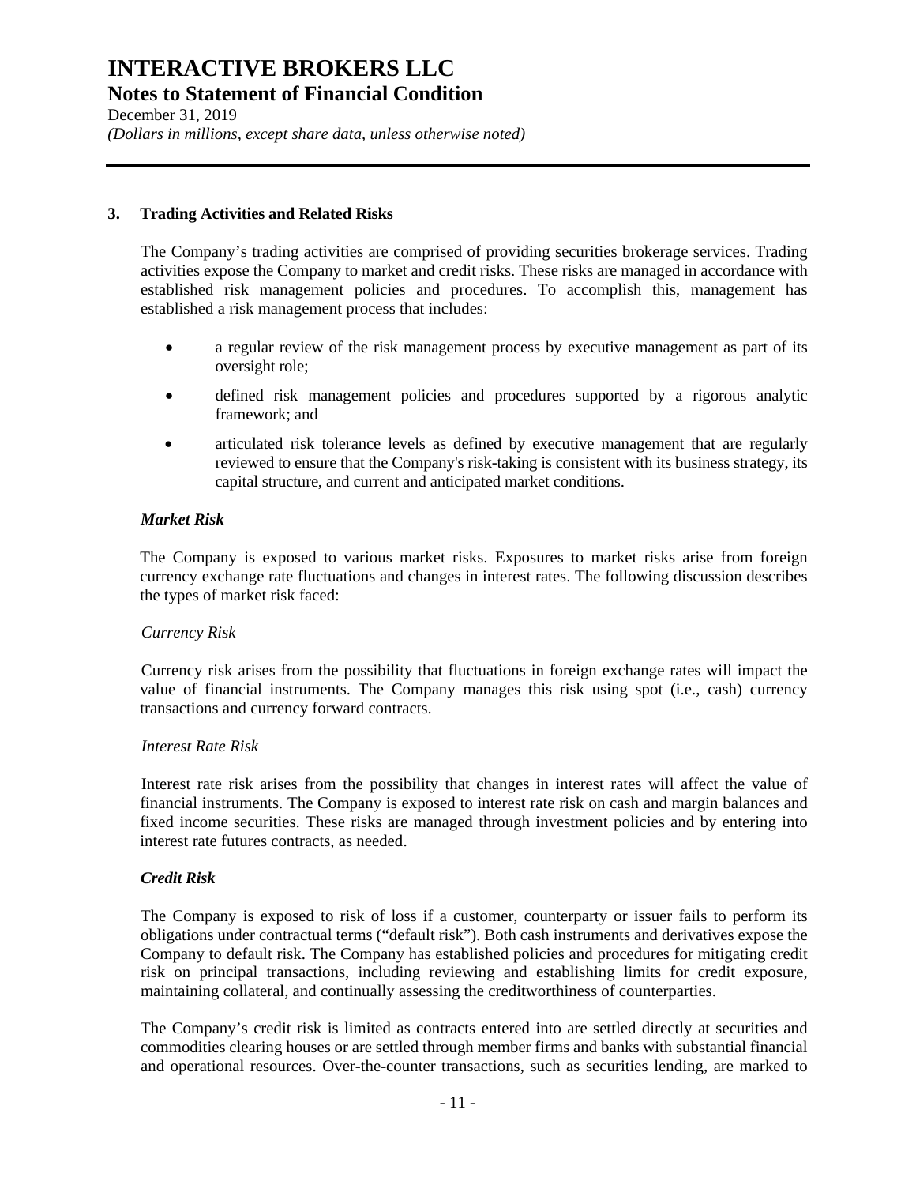## 3. Trading Activities and Related Risks

The Company's trading activities are comprised of providing securities brokerage services. Trading activities expose the Company to market and credit risks. These risks are managed in accordance with established risk management policies and procedures. To accomplish this, management has established a risk management process that includes:

- a regular review of the risk management process by executive management as part of its oversight role;
- defined risk management policies and procedures supported by a rigorous analytic framework; and
- articulated risk tolerance levels as defined by executive management that are regularly reviewed to ensure that the Company's risk-taking is consistent with its business strategy, its capital structure, and current and anticipated market conditions.

### *Market Risk*

The Company is exposed to various market risks. Exposures to market risks arise from foreign currency exchange rate fluctuations and changes in interest rates. The following discussion describes the types of market risk faced:

*Currency Risk*

Currency risk arises from the possibility that fluctuations in foreign exchange rates will impact the value of financial instruments. The Company manages this risk using spot (i.e., cash) currency transactions and currency forward contracts.

*Interest Rate Risk*

Interest rate risk arises from the possibility that changes in interest rates will affect the value of financial instruments. The Company is exposed to interest rate risk on cash and margin balances and fixed income securities. These risks are managed through investment policies and by entering into interest rate futures contracts, as needed.

### *Credit Risk*

The Company is exposed to risk of loss if a customer, counterparty or issuer fails to perform its obligations under contractual terms ("default risk"). Both cash instruments and derivatives expose the Company to default risk. The Company has established policies and procedures for mitigating credit risk on principal transactions, including reviewing and establishing limits for credit exposure, maintaining collateral, and continually assessing the creditworthiness of counterparties.

The Company's credit risk is limited as contracts entered into are settled directly at securities and commodities clearing houses or are settled through member firms and banks with substantial financial and operational resources. Over-the-counter transactions, such as securities lending, are marked to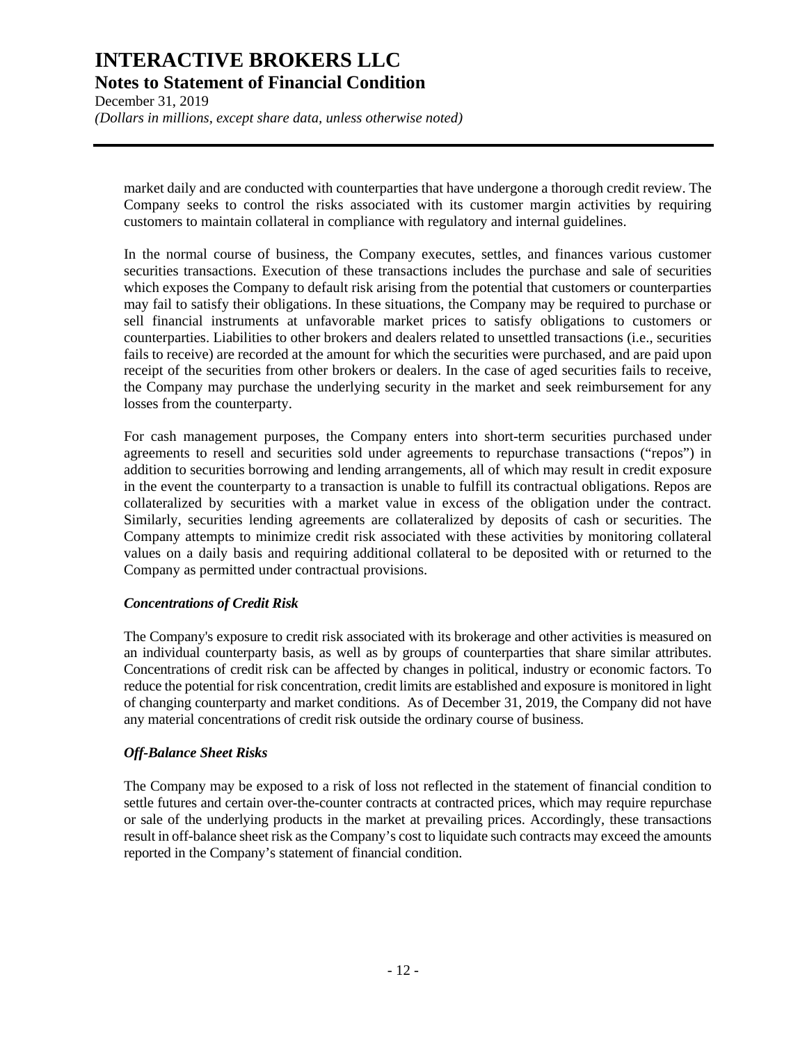market daily and are conducted with counterparties that have undergone a thorough credit review. The Company seeks to control the risks associated with its customer margin activities by requiring customers to maintain collateral in compliance with regulatory and internal guidelines.

In the normal course of business, the Company executes, settles, and finances various customer securities transactions. Execution of these transactions includes the purchase and sale of securities which exposes the Company to default risk arising from the potential that customers or counterparties may fail to satisfy their obligations. In these situations, the Company may be required to purchase or sell financial instruments at unfavorable market prices to satisfy obligations to customers or counterparties. Liabilities to other brokers and dealers related to unsettled transactions (i.e., securities fails to receive) are recorded at the amount for which the securities were purchased, and are paid upon receipt of the securities from other brokers or dealers. In the case of aged securities fails to receive, the Company may purchase the underlying security in the market and seek reimbursement for any losses from the counterparty.

For cash management purposes, the Company enters into short-term securities purchased under agreements to resell and securities sold under agreements to repurchase transactions ("repos") in addition to securities borrowing and lending arrangements, all of which may result in credit exposure in the event the counterparty to a transaction is unable to fulfill its contractual obligations. Repos are collateralized by securities with a market value in excess of the obligation under the contract. Similarly, securities lending agreements are collateralized by deposits of cash or securities. The Company attempts to minimize credit risk associated with these activities by monitoring collateral values on a daily basis and requiring additional collateral to be deposited with or returned to the Company as permitted under contractual provisions.

***Concentrations of Credit Risk***

The Company's exposure to credit risk associated with its brokerage and other activities is measured on an individual counterparty basis, as well as by groups of counterparties that share similar attributes. Concentrations of credit risk can be affected by changes in political, industry or economic factors. To reduce the potential for risk concentration, credit limits are established and exposure is monitored in light of changing counterparty and market conditions. As of December 31, 2019, the Company did not have any material concentrations of credit risk outside the ordinary course of business.

***Off-Balance Sheet Risks***

The Company may be exposed to a risk of loss not reflected in the statement of financial condition to settle futures and certain over-the-counter contracts at contracted prices, which may require repurchase or sale of the underlying products in the market at prevailing prices. Accordingly, these transactions result in off-balance sheet risk as the Company's cost to liquidate such contracts may exceed the amounts reported in the Company's statement of financial condition.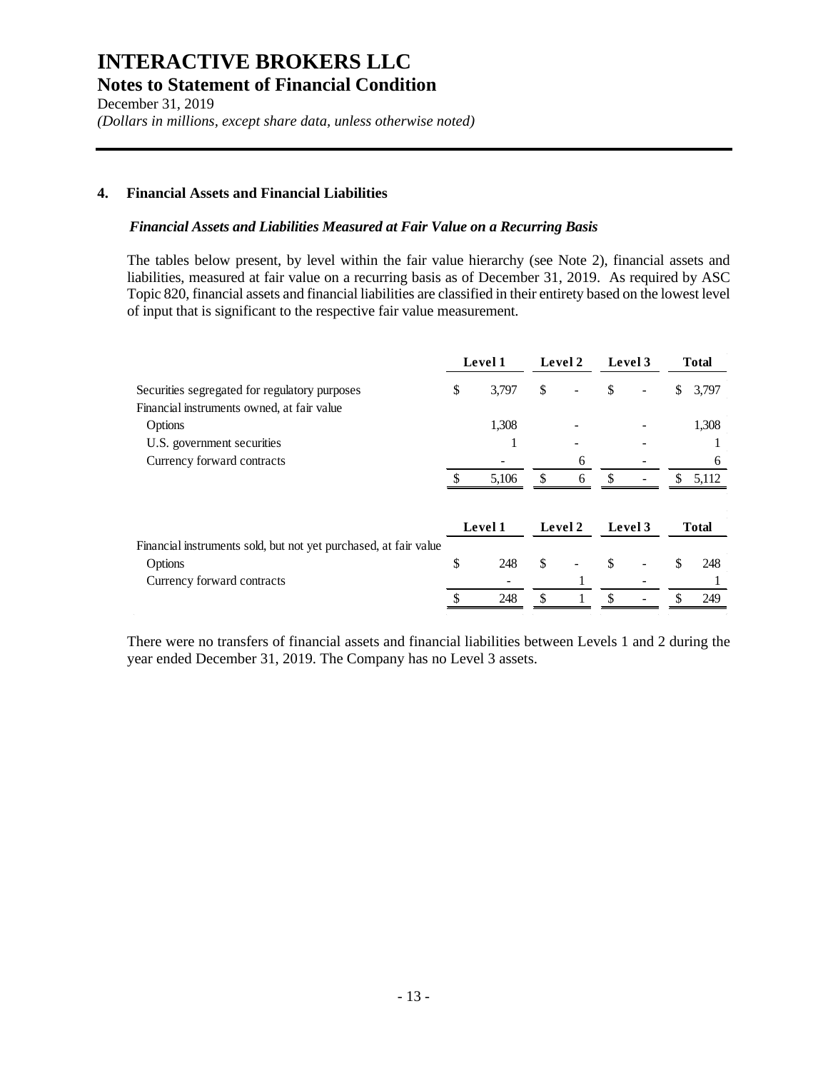# INTERACTIVE BROKERS LLC

## Notes to Statement of Financial Condition

December 31, 2019

*(Dollars in millions, except share data, unless otherwise noted)*

### 4. Financial Assets and Financial Liabilities

***Financial Assets and Liabilities Measured at Fair Value on a Recurring Basis***

The tables below present, by level within the fair value hierarchy (see Note 2), financial assets and liabilities, measured at fair value on a recurring basis as of December 31, 2019. As required by ASC Topic 820, financial assets and financial liabilities are classified in their entirety based on the lowest level of input that is significant to the respective fair value measurement.

| | Level 1 | Level 2 | Level 3 | Total |
|---|---|---|---|---|
| Securities segregated for regulatory purposes | $ 3,797 | $ - | $ - | $ 3,797 |
| Financial instruments owned, at fair value | | | | |
| Options | 1,308 | - | - | 1,308 |
| U.S. government securities | 1 | - | - | 1 |
| Currency forward contracts | - | 6 | - | 6 |
| | $ 5,106 | $ 6 | $ - | $ 5,112 |

| | Level 1 | Level 2 | Level 3 | Total |
|---|---|---|---|---|
| Financial instruments sold, but not yet purchased, at fair value | | | | |
| Options | $ 248 | $ - | $ - | $ 248 |
| Currency forward contracts | - | 1 | - | 1 |
| | $ 248 | $ 1 | $ - | $ 249 |

There were no transfers of financial assets and financial liabilities between Levels 1 and 2 during the year ended December 31, 2019. The Company has no Level 3 assets.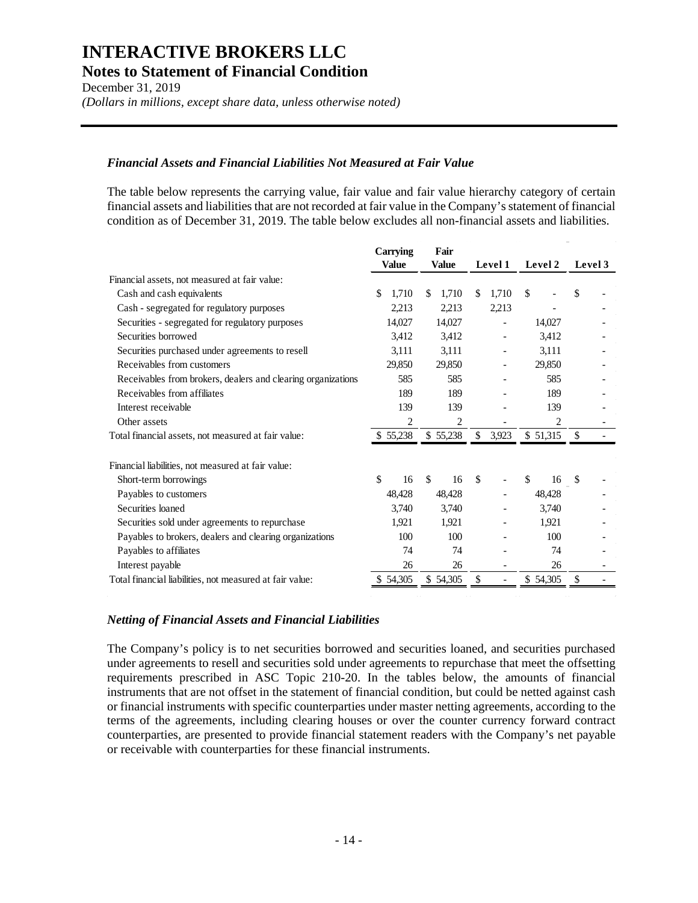## Financial Assets and Financial Liabilities Not Measured at Fair Value

The table below represents the carrying value, fair value and fair value hierarchy category of certain financial assets and liabilities that are not recorded at fair value in the Company's statement of financial condition as of December 31, 2019. The table below excludes all non-financial assets and liabilities.

| | Carrying Value | Fair Value | Level 1 | Level 2 | Level 3 |
|---|---|---|---|---|---|
| Financial assets, not measured at fair value: | | | | | |
| Cash and cash equivalents | $ 1,710 | $ 1,710 | $ 1,710 | $ - | $ - |
| Cash - segregated for regulatory purposes | 2,213 | 2,213 | 2,213 | - | - |
| Securities - segregated for regulatory purposes | 14,027 | 14,027 | - | 14,027 | - |
| Securities borrowed | 3,412 | 3,412 | - | 3,412 | - |
| Securities purchased under agreements to resell | 3,111 | 3,111 | - | 3,111 | - |
| Receivables from customers | 29,850 | 29,850 | - | 29,850 | - |
| Receivables from brokers, dealers and clearing organizations | 585 | 585 | - | 585 | - |
| Receivables from affiliates | 189 | 189 | - | 189 | - |
| Interest receivable | 139 | 139 | - | 139 | - |
| Other assets | 2 | 2 | - | 2 | - |
| Total financial assets, not measured at fair value: | $ 55,238 | $ 55,238 | $ 3,923 | $ 51,315 | $ - |
| | | | | | |
| Financial liabilities, not measured at fair value: | | | | | |
| Short-term borrowings | $ 16 | $ 16 | $ - | $ 16 | $ - |
| Payables to customers | 48,428 | 48,428 | - | 48,428 | - |
| Securities loaned | 3,740 | 3,740 | - | 3,740 | - |
| Securities sold under agreements to repurchase | 1,921 | 1,921 | - | 1,921 | - |
| Payables to brokers, dealers and clearing organizations | 100 | 100 | - | 100 | - |
| Payables to affiliates | 74 | 74 | - | 74 | - |
| Interest payable | 26 | 26 | - | 26 | - |
| Total financial liabilities, not measured at fair value: | $ 54,305 | $ 54,305 | $ - | $ 54,305 | $ - |

## Netting of Financial Assets and Financial Liabilities

The Company's policy is to net securities borrowed and securities loaned, and securities purchased under agreements to resell and securities sold under agreements to repurchase that meet the offsetting requirements prescribed in ASC Topic 210-20. In the tables below, the amounts of financial instruments that are not offset in the statement of financial condition, but could be netted against cash or financial instruments with specific counterparties under master netting agreements, according to the terms of the agreements, including clearing houses or over the counter currency forward contract counterparties, are presented to provide financial statement readers with the Company's net payable or receivable with counterparties for these financial instruments.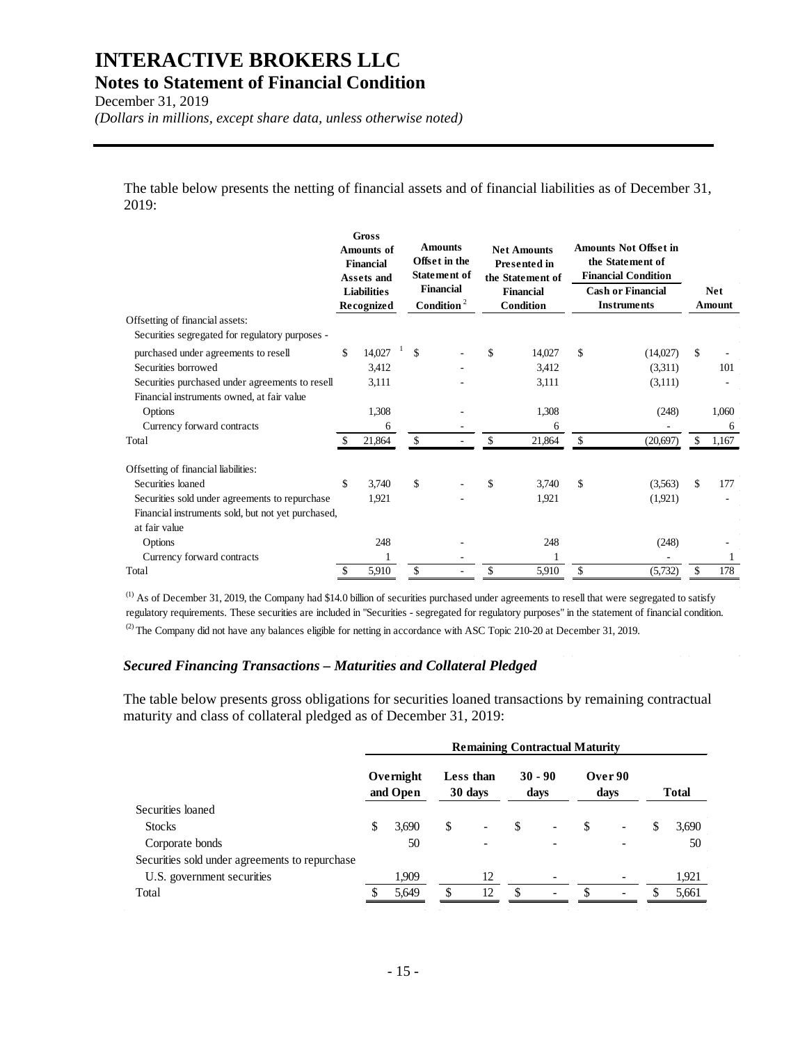# INTERACTIVE BROKERS LLC

## Notes to Statement of Financial Condition

December 31, 2019

*(Dollars in millions, except share data, unless otherwise noted)*

The table below presents the netting of financial assets and of financial liabilities as of December 31, 2019:

| | Gross Amounts of Financial Assets and Liabilities Recognized | Amounts Offset in the Statement of Financial Condition[2] | Net Amounts Presented in the Statement of Financial Condition | Amounts Not Offset in the Statement of Financial Condition: Cash or Financial Instruments | Net Amount |
|---|---|---|---|---|---|
| Offsetting of financial assets: | | | | | |
| Securities segregated for regulatory purposes - | | | | | |
| purchased under agreements to resell | $ 14,027[1] | $ - | $ 14,027 | $ (14,027) | $ - |
| Securities borrowed | 3,412 | - | 3,412 | (3,311) | 101 |
| Securities purchased under agreements to resell | 3,111 | - | 3,111 | (3,111) | - |
| Financial instruments owned, at fair value | | | | | |
| Options | 1,308 | - | 1,308 | (248) | 1,060 |
| Currency forward contracts | 6 | - | 6 | - | 6 |
| Total | $ 21,864 | $ - | $ 21,864 | $ (20,697) | $ 1,167 |
| Offsetting of financial liabilities: | | | | | |
| Securities loaned | $ 3,740 | $ - | $ 3,740 | $ (3,563) | $ 177 |
| Securities sold under agreements to repurchase | 1,921 | - | 1,921 | (1,921) | - |
| Financial instruments sold, but not yet purchased, at fair value | | | | | |
| Options | 248 | - | 248 | (248) | - |
| Currency forward contracts | 1 | - | 1 | - | 1 |
| Total | $ 5,910 | $ - | $ 5,910 | $ (5,732) | $ 178 |

(1) As of December 31, 2019, the Company had $14.0 billion of securities purchased under agreements to resell that were segregated to satisfy regulatory requirements. These securities are included in "Securities - segregated for regulatory purposes" in the statement of financial condition.

(2) The Company did not have any balances eligible for netting in accordance with ASC Topic 210-20 at December 31, 2019.

### *Secured Financing Transactions – Maturities and Collateral Pledged*

The table below presents gross obligations for securities loaned transactions by remaining contractual maturity and class of collateral pledged as of December 31, 2019:

| | Remaining Contractual Maturity | | | | |
|---|---|---|---|---|---|
| | Overnight and Open | Less than 30 days | 30 - 90 days | Over 90 days | Total |
| Securities loaned | | | | | |
| Stocks | $ 3,690 | $ - | $ - | $ - | $ 3,690 |
| Corporate bonds | 50 | - | - | - | 50 |
| Securities sold under agreements to repurchase | | | | | |
| U.S. government securities | 1,909 | 12 | - | - | 1,921 |
| Total | $ 5,649 | $ 12 | $ - | $ - | $ 5,661 |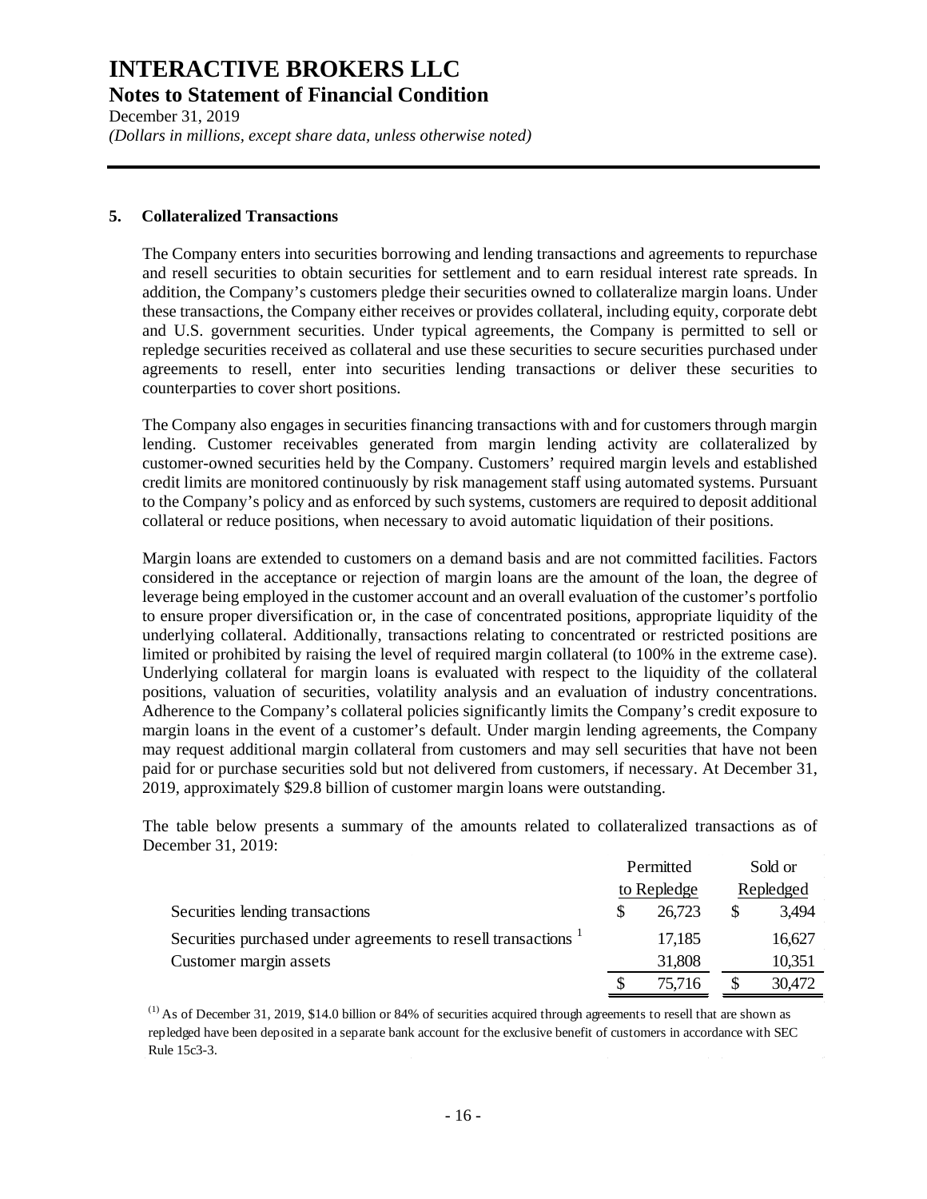## 5. Collateralized Transactions

The Company enters into securities borrowing and lending transactions and agreements to repurchase and resell securities to obtain securities for settlement and to earn residual interest rate spreads. In addition, the Company's customers pledge their securities owned to collateralize margin loans. Under these transactions, the Company either receives or provides collateral, including equity, corporate debt and U.S. government securities. Under typical agreements, the Company is permitted to sell or repledge securities received as collateral and use these securities to secure securities purchased under agreements to resell, enter into securities lending transactions or deliver these securities to counterparties to cover short positions.

The Company also engages in securities financing transactions with and for customers through margin lending. Customer receivables generated from margin lending activity are collateralized by customer-owned securities held by the Company. Customers' required margin levels and established credit limits are monitored continuously by risk management staff using automated systems. Pursuant to the Company's policy and as enforced by such systems, customers are required to deposit additional collateral or reduce positions, when necessary to avoid automatic liquidation of their positions.

Margin loans are extended to customers on a demand basis and are not committed facilities. Factors considered in the acceptance or rejection of margin loans are the amount of the loan, the degree of leverage being employed in the customer account and an overall evaluation of the customer's portfolio to ensure proper diversification or, in the case of concentrated positions, appropriate liquidity of the underlying collateral. Additionally, transactions relating to concentrated or restricted positions are limited or prohibited by raising the level of required margin collateral (to 100% in the extreme case). Underlying collateral for margin loans is evaluated with respect to the liquidity of the collateral positions, valuation of securities, volatility analysis and an evaluation of industry concentrations. Adherence to the Company's collateral policies significantly limits the Company's credit exposure to margin loans in the event of a customer's default. Under margin lending agreements, the Company may request additional margin collateral from customers and may sell securities that have not been paid for or purchase securities sold but not delivered from customers, if necessary. At December 31, 2019, approximately $29.8 billion of customer margin loans were outstanding.

The table below presents a summary of the amounts related to collateralized transactions as of December 31, 2019:

| | Permitted to Repledge | Sold or Repledged |
|---|---|---|
| Securities lending transactions | $ 26,723 | $ 3,494 |
| Securities purchased under agreements to resell transactions [1] | 17,185 | 16,627 |
| Customer margin assets | 31,808 | 10,351 |
| | $ 75,716 | $ 30,472 |

(1) As of December 31, 2019, $14.0 billion or 84% of securities acquired through agreements to resell that are shown as repledged have been deposited in a separate bank account for the exclusive benefit of customers in accordance with SEC Rule 15c3-3.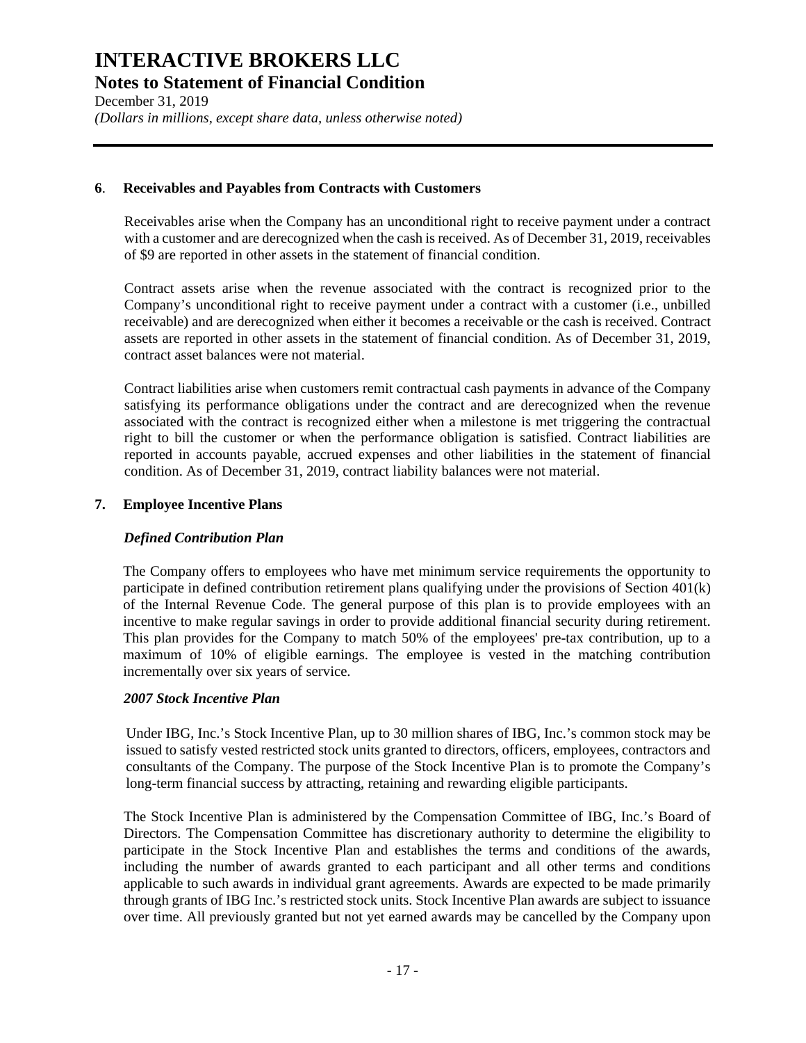## 6. Receivables and Payables from Contracts with Customers

Receivables arise when the Company has an unconditional right to receive payment under a contract with a customer and are derecognized when the cash is received. As of December 31, 2019, receivables of $9 are reported in other assets in the statement of financial condition.

Contract assets arise when the revenue associated with the contract is recognized prior to the Company's unconditional right to receive payment under a contract with a customer (i.e., unbilled receivable) and are derecognized when either it becomes a receivable or the cash is received. Contract assets are reported in other assets in the statement of financial condition. As of December 31, 2019, contract asset balances were not material.

Contract liabilities arise when customers remit contractual cash payments in advance of the Company satisfying its performance obligations under the contract and are derecognized when the revenue associated with the contract is recognized either when a milestone is met triggering the contractual right to bill the customer or when the performance obligation is satisfied. Contract liabilities are reported in accounts payable, accrued expenses and other liabilities in the statement of financial condition. As of December 31, 2019, contract liability balances were not material.

## 7. Employee Incentive Plans

### *Defined Contribution Plan*

The Company offers to employees who have met minimum service requirements the opportunity to participate in defined contribution retirement plans qualifying under the provisions of Section 401(k) of the Internal Revenue Code. The general purpose of this plan is to provide employees with an incentive to make regular savings in order to provide additional financial security during retirement. This plan provides for the Company to match 50% of the employees' pre-tax contribution, up to a maximum of 10% of eligible earnings. The employee is vested in the matching contribution incrementally over six years of service.

### *2007 Stock Incentive Plan*

Under IBG, Inc.'s Stock Incentive Plan, up to 30 million shares of IBG, Inc.'s common stock may be issued to satisfy vested restricted stock units granted to directors, officers, employees, contractors and consultants of the Company. The purpose of the Stock Incentive Plan is to promote the Company's long-term financial success by attracting, retaining and rewarding eligible participants.

The Stock Incentive Plan is administered by the Compensation Committee of IBG, Inc.'s Board of Directors. The Compensation Committee has discretionary authority to determine the eligibility to participate in the Stock Incentive Plan and establishes the terms and conditions of the awards, including the number of awards granted to each participant and all other terms and conditions applicable to such awards in individual grant agreements. Awards are expected to be made primarily through grants of IBG Inc.'s restricted stock units. Stock Incentive Plan awards are subject to issuance over time. All previously granted but not yet earned awards may be cancelled by the Company upon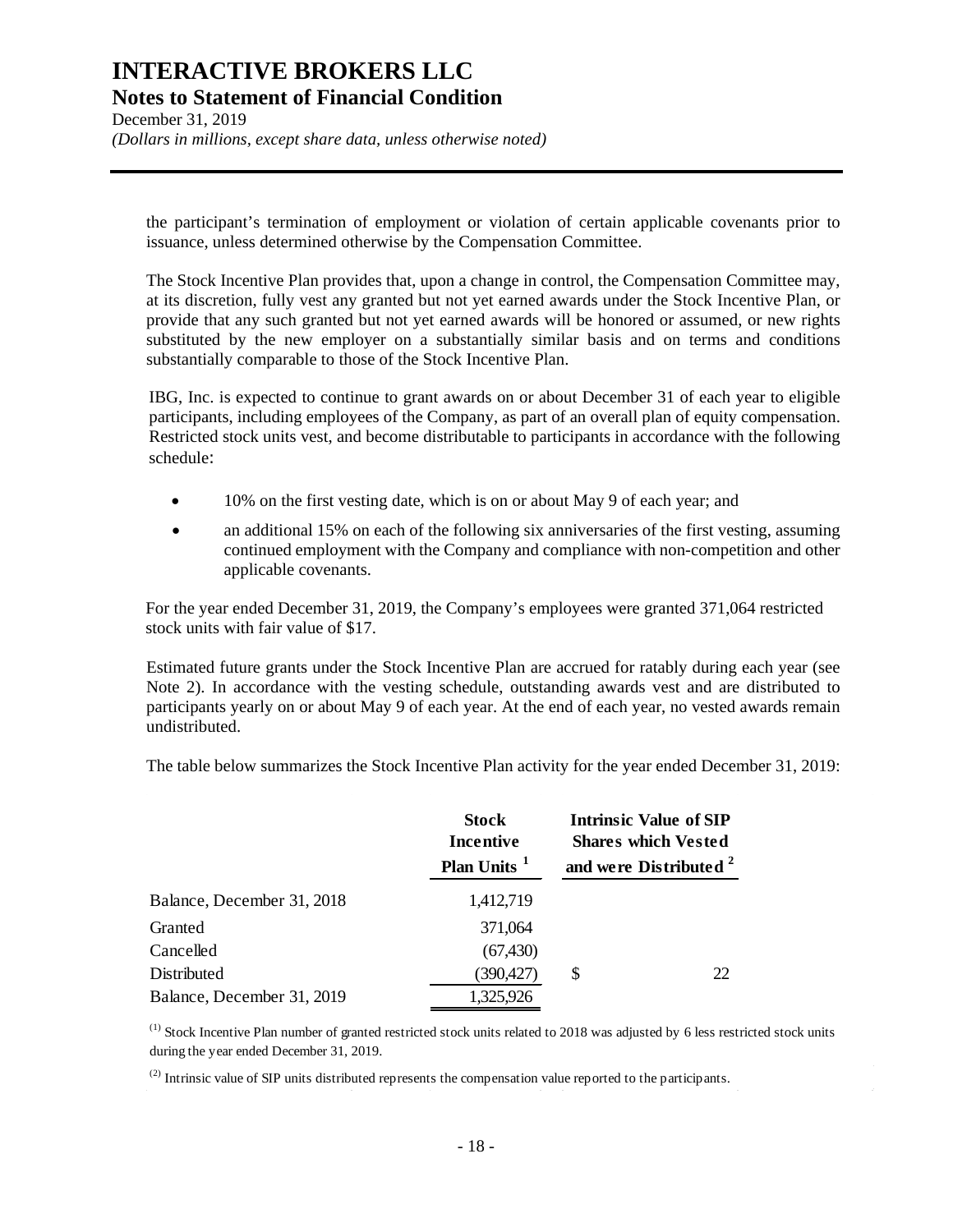the participant's termination of employment or violation of certain applicable covenants prior to issuance, unless determined otherwise by the Compensation Committee.

The Stock Incentive Plan provides that, upon a change in control, the Compensation Committee may, at its discretion, fully vest any granted but not yet earned awards under the Stock Incentive Plan, or provide that any such granted but not yet earned awards will be honored or assumed, or new rights substituted by the new employer on a substantially similar basis and on terms and conditions substantially comparable to those of the Stock Incentive Plan.

IBG, Inc. is expected to continue to grant awards on or about December 31 of each year to eligible participants, including employees of the Company, as part of an overall plan of equity compensation. Restricted stock units vest, and become distributable to participants in accordance with the following schedule:

- 10% on the first vesting date, which is on or about May 9 of each year; and
- an additional 15% on each of the following six anniversaries of the first vesting, assuming continued employment with the Company and compliance with non-competition and other applicable covenants.

For the year ended December 31, 2019, the Company's employees were granted 371,064 restricted stock units with fair value of $17.

Estimated future grants under the Stock Incentive Plan are accrued for ratably during each year (see Note 2). In accordance with the vesting schedule, outstanding awards vest and are distributed to participants yearly on or about May 9 of each year. At the end of each year, no vested awards remain undistributed.

The table below summarizes the Stock Incentive Plan activity for the year ended December 31, 2019:

| | Stock Incentive Plan Units [1] | Intrinsic Value of SIP Shares which Vested and were Distributed [2] |
|---|---|---|
| Balance, December 31, 2018 | 1,412,719 | |
| Granted | 371,064 | |
| Cancelled | (67,430) | |
| Distributed | (390,427) | $ 22 |
| Balance, December 31, 2019 | 1,325,926 | |

(1) Stock Incentive Plan number of granted restricted stock units related to 2018 was adjusted by 6 less restricted stock units during the year ended December 31, 2019.

(2) Intrinsic value of SIP units distributed represents the compensation value reported to the participants.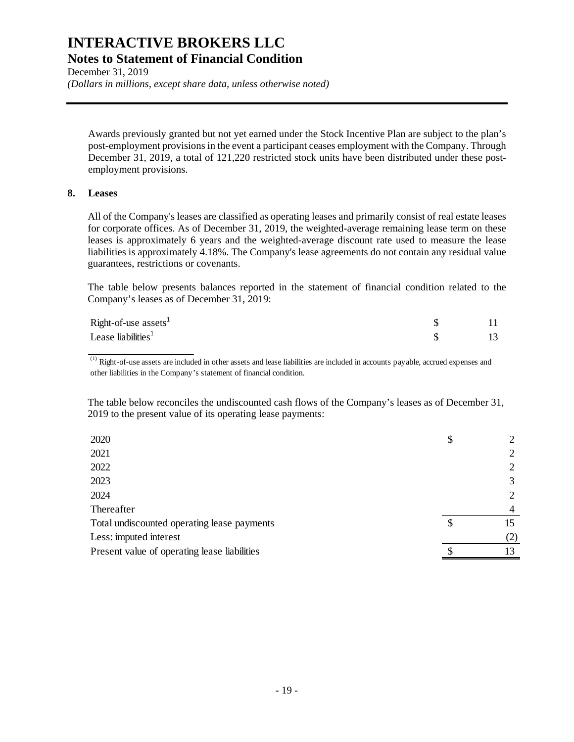Awards previously granted but not yet earned under the Stock Incentive Plan are subject to the plan's post-employment provisions in the event a participant ceases employment with the Company. Through December 31, 2019, a total of 121,220 restricted stock units have been distributed under these post-employment provisions.

## 8. Leases

All of the Company's leases are classified as operating leases and primarily consist of real estate leases for corporate offices. As of December 31, 2019, the weighted-average remaining lease term on these leases is approximately 6 years and the weighted-average discount rate used to measure the lease liabilities is approximately 4.18%. The Company's lease agreements do not contain any residual value guarantees, restrictions or covenants.

The table below presents balances reported in the statement of financial condition related to the Company's leases as of December 31, 2019:

| | | |
|---|---|---|
| Right-of-use assets[1] | $ | 11 |
| Lease liabilities[1] | $ | 13 |

(1) Right-of-use assets are included in other assets and lease liabilities are included in accounts payable, accrued expenses and other liabilities in the Company's statement of financial condition.

The table below reconciles the undiscounted cash flows of the Company's leases as of December 31, 2019 to the present value of its operating lease payments:

| | | |
|---|---|---|
| 2020 | $ | 2 |
| 2021 | | 2 |
| 2022 | | 2 |
| 2023 | | 3 |
| 2024 | | 2 |
| Thereafter | | 4 |
| Total undiscounted operating lease payments | $ | 15 |
| Less: imputed interest | | (2) |
| Present value of operating lease liabilities | $ | 13 |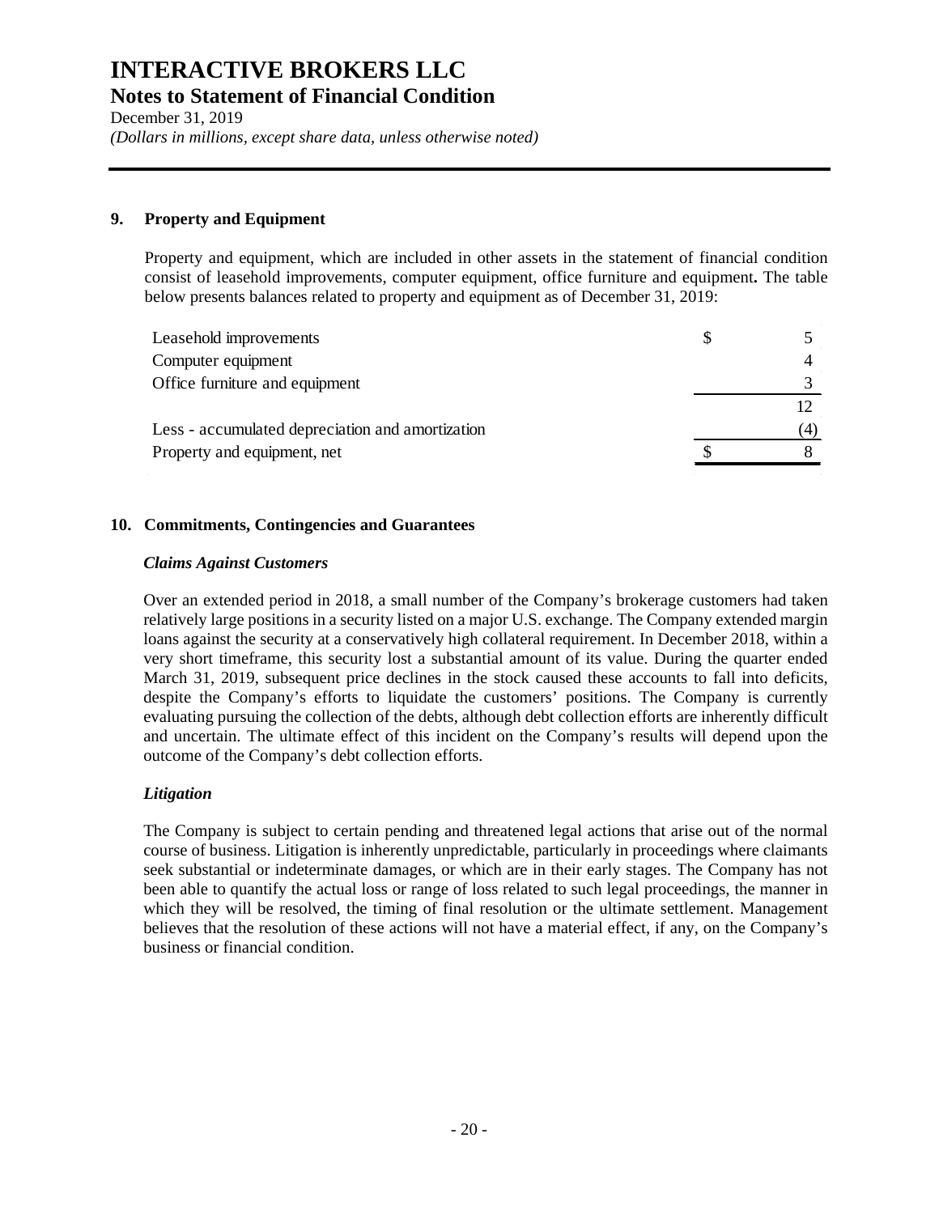## 9. Property and Equipment

Property and equipment, which are included in other assets in the statement of financial condition consist of leasehold improvements, computer equipment, office furniture and equipment**.** The table below presents balances related to property and equipment as of December 31, 2019:

| | | |
|---|---|---|
| Leasehold improvements | $ | 5 |
| Computer equipment | | 4 |
| Office furniture and equipment | | 3 |
| | | 12 |
| Less - accumulated depreciation and amortization | | (4) |
| Property and equipment, net | $ | 8 |

## 10. Commitments, Contingencies and Guarantees

### *Claims Against Customers*

Over an extended period in 2018, a small number of the Company's brokerage customers had taken relatively large positions in a security listed on a major U.S. exchange. The Company extended margin loans against the security at a conservatively high collateral requirement. In December 2018, within a very short timeframe, this security lost a substantial amount of its value. During the quarter ended March 31, 2019, subsequent price declines in the stock caused these accounts to fall into deficits, despite the Company's efforts to liquidate the customers' positions. The Company is currently evaluating pursuing the collection of the debts, although debt collection efforts are inherently difficult and uncertain. The ultimate effect of this incident on the Company's results will depend upon the outcome of the Company's debt collection efforts.

### *Litigation*

The Company is subject to certain pending and threatened legal actions that arise out of the normal course of business. Litigation is inherently unpredictable, particularly in proceedings where claimants seek substantial or indeterminate damages, or which are in their early stages. The Company has not been able to quantify the actual loss or range of loss related to such legal proceedings, the manner in which they will be resolved, the timing of final resolution or the ultimate settlement. Management believes that the resolution of these actions will not have a material effect, if any, on the Company's business or financial condition.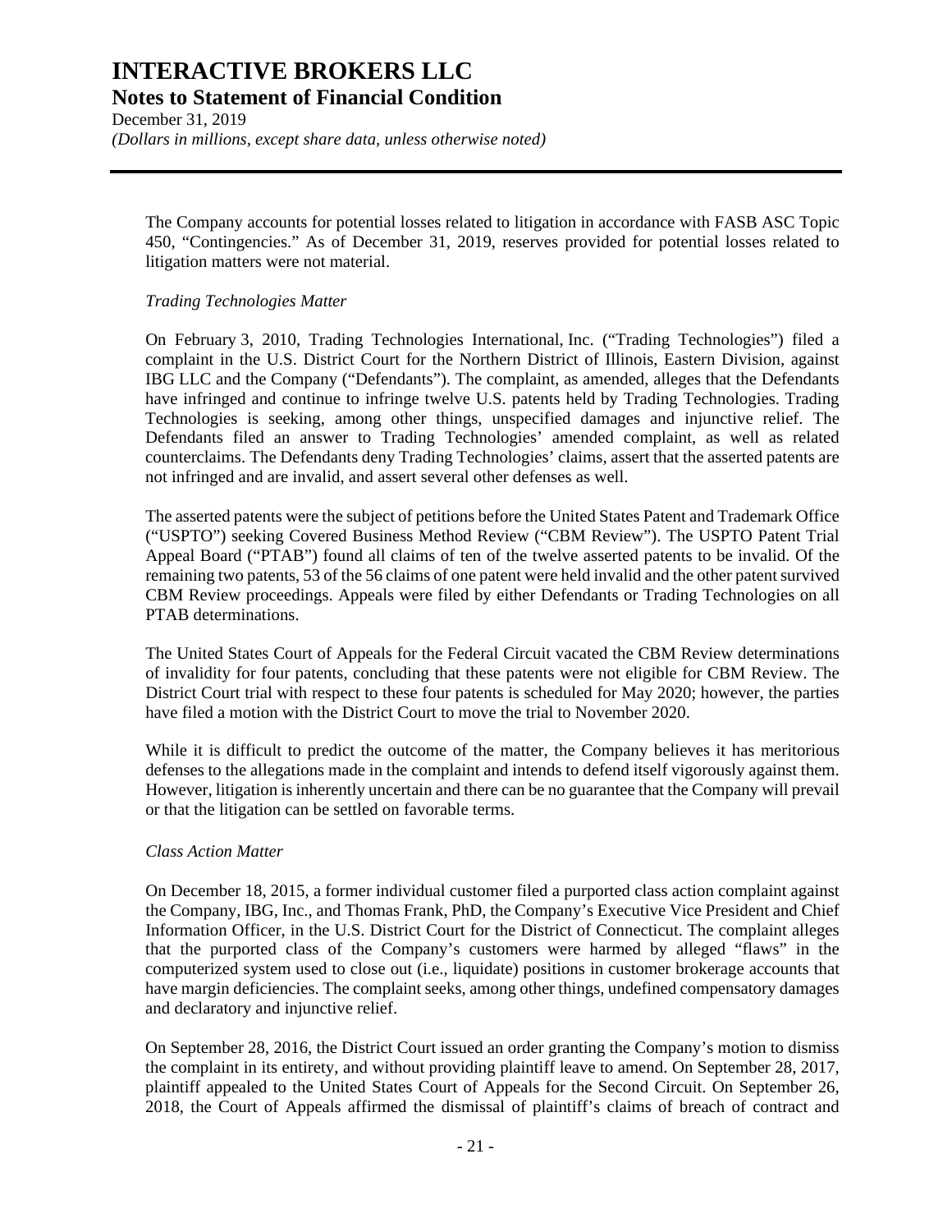The Company accounts for potential losses related to litigation in accordance with FASB ASC Topic 450, "Contingencies." As of December 31, 2019, reserves provided for potential losses related to litigation matters were not material.

*Trading Technologies Matter*

On February 3, 2010, Trading Technologies International, Inc. ("Trading Technologies") filed a complaint in the U.S. District Court for the Northern District of Illinois, Eastern Division, against IBG LLC and the Company ("Defendants"). The complaint, as amended, alleges that the Defendants have infringed and continue to infringe twelve U.S. patents held by Trading Technologies. Trading Technologies is seeking, among other things, unspecified damages and injunctive relief. The Defendants filed an answer to Trading Technologies' amended complaint, as well as related counterclaims. The Defendants deny Trading Technologies' claims, assert that the asserted patents are not infringed and are invalid, and assert several other defenses as well.

The asserted patents were the subject of petitions before the United States Patent and Trademark Office ("USPTO") seeking Covered Business Method Review ("CBM Review"). The USPTO Patent Trial Appeal Board ("PTAB") found all claims of ten of the twelve asserted patents to be invalid. Of the remaining two patents, 53 of the 56 claims of one patent were held invalid and the other patent survived CBM Review proceedings. Appeals were filed by either Defendants or Trading Technologies on all PTAB determinations.

The United States Court of Appeals for the Federal Circuit vacated the CBM Review determinations of invalidity for four patents, concluding that these patents were not eligible for CBM Review. The District Court trial with respect to these four patents is scheduled for May 2020; however, the parties have filed a motion with the District Court to move the trial to November 2020.

While it is difficult to predict the outcome of the matter, the Company believes it has meritorious defenses to the allegations made in the complaint and intends to defend itself vigorously against them. However, litigation is inherently uncertain and there can be no guarantee that the Company will prevail or that the litigation can be settled on favorable terms.

*Class Action Matter*

On December 18, 2015, a former individual customer filed a purported class action complaint against the Company, IBG, Inc., and Thomas Frank, PhD, the Company's Executive Vice President and Chief Information Officer, in the U.S. District Court for the District of Connecticut. The complaint alleges that the purported class of the Company's customers were harmed by alleged "flaws" in the computerized system used to close out (i.e., liquidate) positions in customer brokerage accounts that have margin deficiencies. The complaint seeks, among other things, undefined compensatory damages and declaratory and injunctive relief.

On September 28, 2016, the District Court issued an order granting the Company's motion to dismiss the complaint in its entirety, and without providing plaintiff leave to amend. On September 28, 2017, plaintiff appealed to the United States Court of Appeals for the Second Circuit. On September 26, 2018, the Court of Appeals affirmed the dismissal of plaintiff's claims of breach of contract and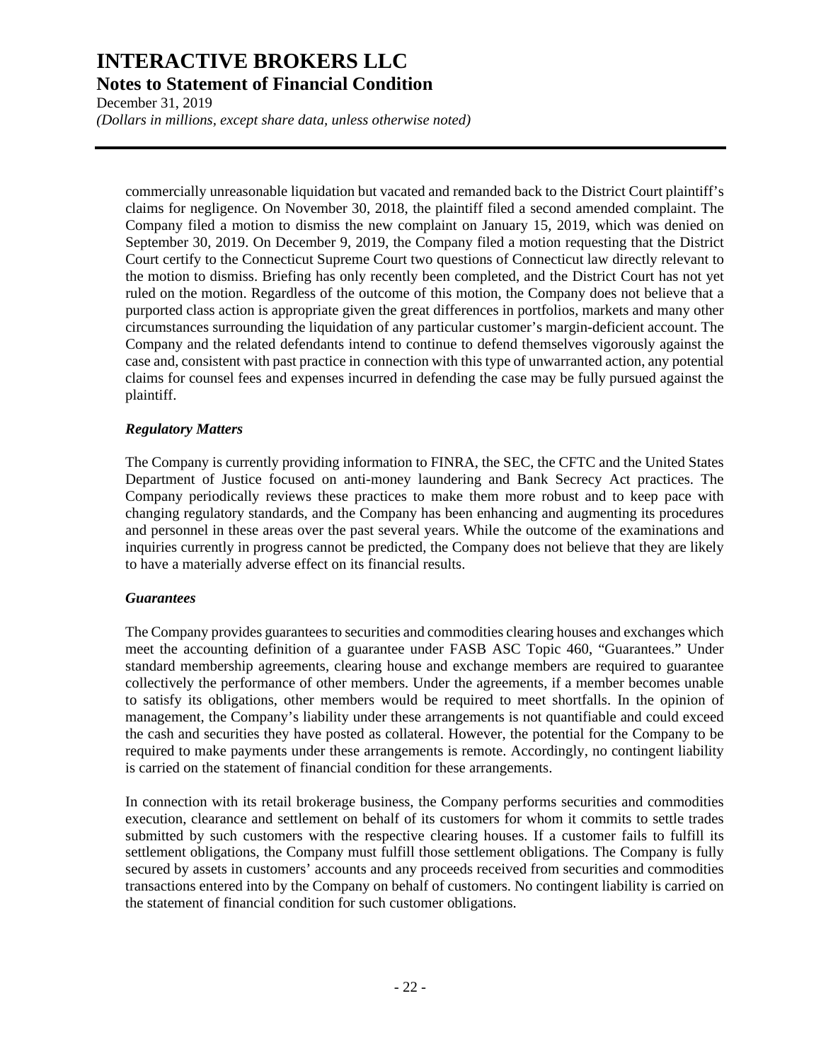commercially unreasonable liquidation but vacated and remanded back to the District Court plaintiff's claims for negligence. On November 30, 2018, the plaintiff filed a second amended complaint. The Company filed a motion to dismiss the new complaint on January 15, 2019, which was denied on September 30, 2019. On December 9, 2019, the Company filed a motion requesting that the District Court certify to the Connecticut Supreme Court two questions of Connecticut law directly relevant to the motion to dismiss. Briefing has only recently been completed, and the District Court has not yet ruled on the motion. Regardless of the outcome of this motion, the Company does not believe that a purported class action is appropriate given the great differences in portfolios, markets and many other circumstances surrounding the liquidation of any particular customer's margin-deficient account. The Company and the related defendants intend to continue to defend themselves vigorously against the case and, consistent with past practice in connection with this type of unwarranted action, any potential claims for counsel fees and expenses incurred in defending the case may be fully pursued against the plaintiff.

***Regulatory Matters***

The Company is currently providing information to FINRA, the SEC, the CFTC and the United States Department of Justice focused on anti-money laundering and Bank Secrecy Act practices. The Company periodically reviews these practices to make them more robust and to keep pace with changing regulatory standards, and the Company has been enhancing and augmenting its procedures and personnel in these areas over the past several years. While the outcome of the examinations and inquiries currently in progress cannot be predicted, the Company does not believe that they are likely to have a materially adverse effect on its financial results.

***Guarantees***

The Company provides guarantees to securities and commodities clearing houses and exchanges which meet the accounting definition of a guarantee under FASB ASC Topic 460, "Guarantees." Under standard membership agreements, clearing house and exchange members are required to guarantee collectively the performance of other members. Under the agreements, if a member becomes unable to satisfy its obligations, other members would be required to meet shortfalls. In the opinion of management, the Company's liability under these arrangements is not quantifiable and could exceed the cash and securities they have posted as collateral. However, the potential for the Company to be required to make payments under these arrangements is remote. Accordingly, no contingent liability is carried on the statement of financial condition for these arrangements.

In connection with its retail brokerage business, the Company performs securities and commodities execution, clearance and settlement on behalf of its customers for whom it commits to settle trades submitted by such customers with the respective clearing houses. If a customer fails to fulfill its settlement obligations, the Company must fulfill those settlement obligations. The Company is fully secured by assets in customers' accounts and any proceeds received from securities and commodities transactions entered into by the Company on behalf of customers. No contingent liability is carried on the statement of financial condition for such customer obligations.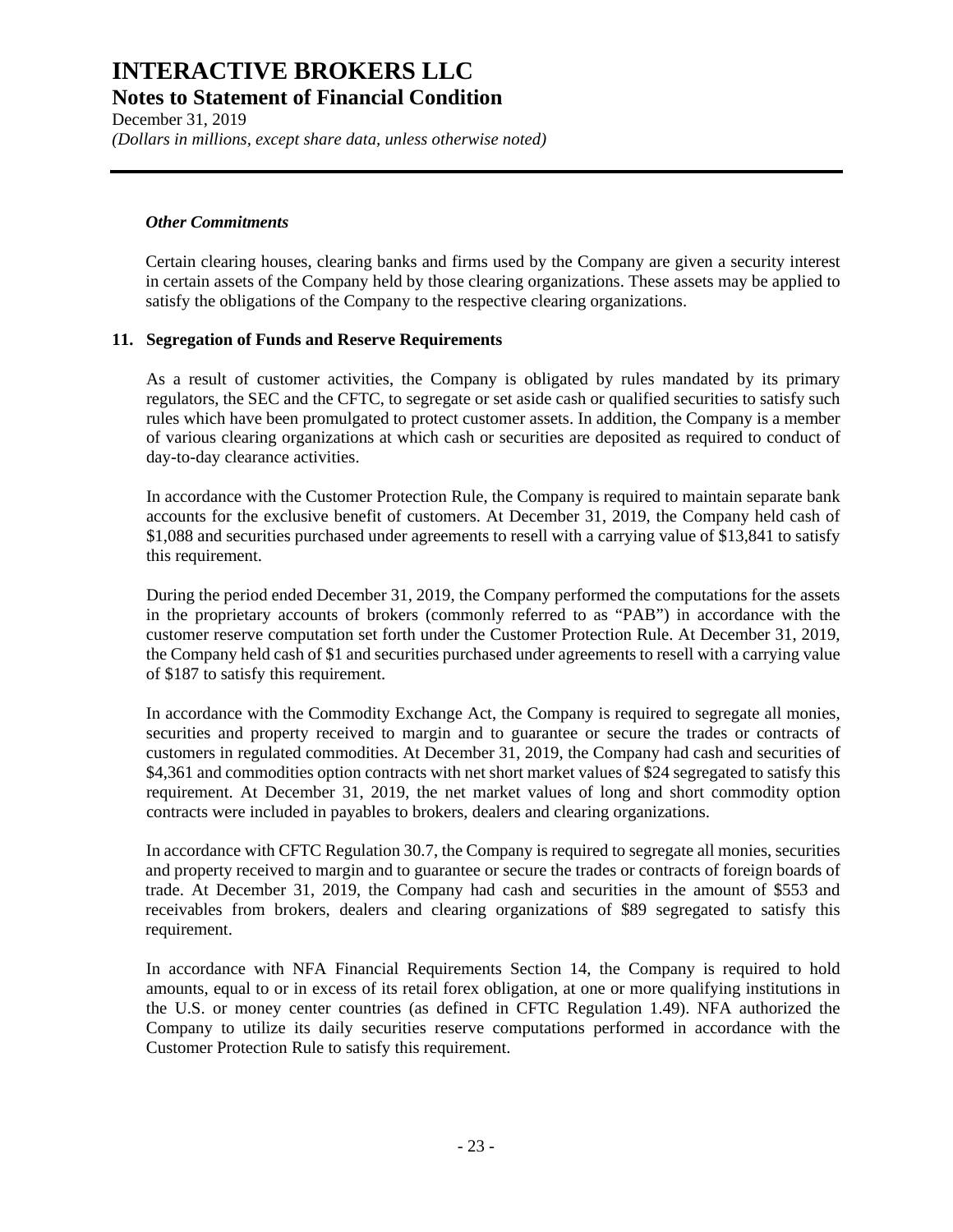### *Other Commitments*

Certain clearing houses, clearing banks and firms used by the Company are given a security interest in certain assets of the Company held by those clearing organizations. These assets may be applied to satisfy the obligations of the Company to the respective clearing organizations.

## 11. Segregation of Funds and Reserve Requirements

As a result of customer activities, the Company is obligated by rules mandated by its primary regulators, the SEC and the CFTC, to segregate or set aside cash or qualified securities to satisfy such rules which have been promulgated to protect customer assets. In addition, the Company is a member of various clearing organizations at which cash or securities are deposited as required to conduct of day-to-day clearance activities.

In accordance with the Customer Protection Rule, the Company is required to maintain separate bank accounts for the exclusive benefit of customers. At December 31, 2019, the Company held cash of $1,088 and securities purchased under agreements to resell with a carrying value of $13,841 to satisfy this requirement.

During the period ended December 31, 2019, the Company performed the computations for the assets in the proprietary accounts of brokers (commonly referred to as "PAB") in accordance with the customer reserve computation set forth under the Customer Protection Rule. At December 31, 2019, the Company held cash of $1 and securities purchased under agreements to resell with a carrying value of $187 to satisfy this requirement.

In accordance with the Commodity Exchange Act, the Company is required to segregate all monies, securities and property received to margin and to guarantee or secure the trades or contracts of customers in regulated commodities. At December 31, 2019, the Company had cash and securities of $4,361 and commodities option contracts with net short market values of $24 segregated to satisfy this requirement. At December 31, 2019, the net market values of long and short commodity option contracts were included in payables to brokers, dealers and clearing organizations.

In accordance with CFTC Regulation 30.7, the Company is required to segregate all monies, securities and property received to margin and to guarantee or secure the trades or contracts of foreign boards of trade. At December 31, 2019, the Company had cash and securities in the amount of $553 and receivables from brokers, dealers and clearing organizations of $89 segregated to satisfy this requirement.

In accordance with NFA Financial Requirements Section 14, the Company is required to hold amounts, equal to or in excess of its retail forex obligation, at one or more qualifying institutions in the U.S. or money center countries (as defined in CFTC Regulation 1.49). NFA authorized the Company to utilize its daily securities reserve computations performed in accordance with the Customer Protection Rule to satisfy this requirement.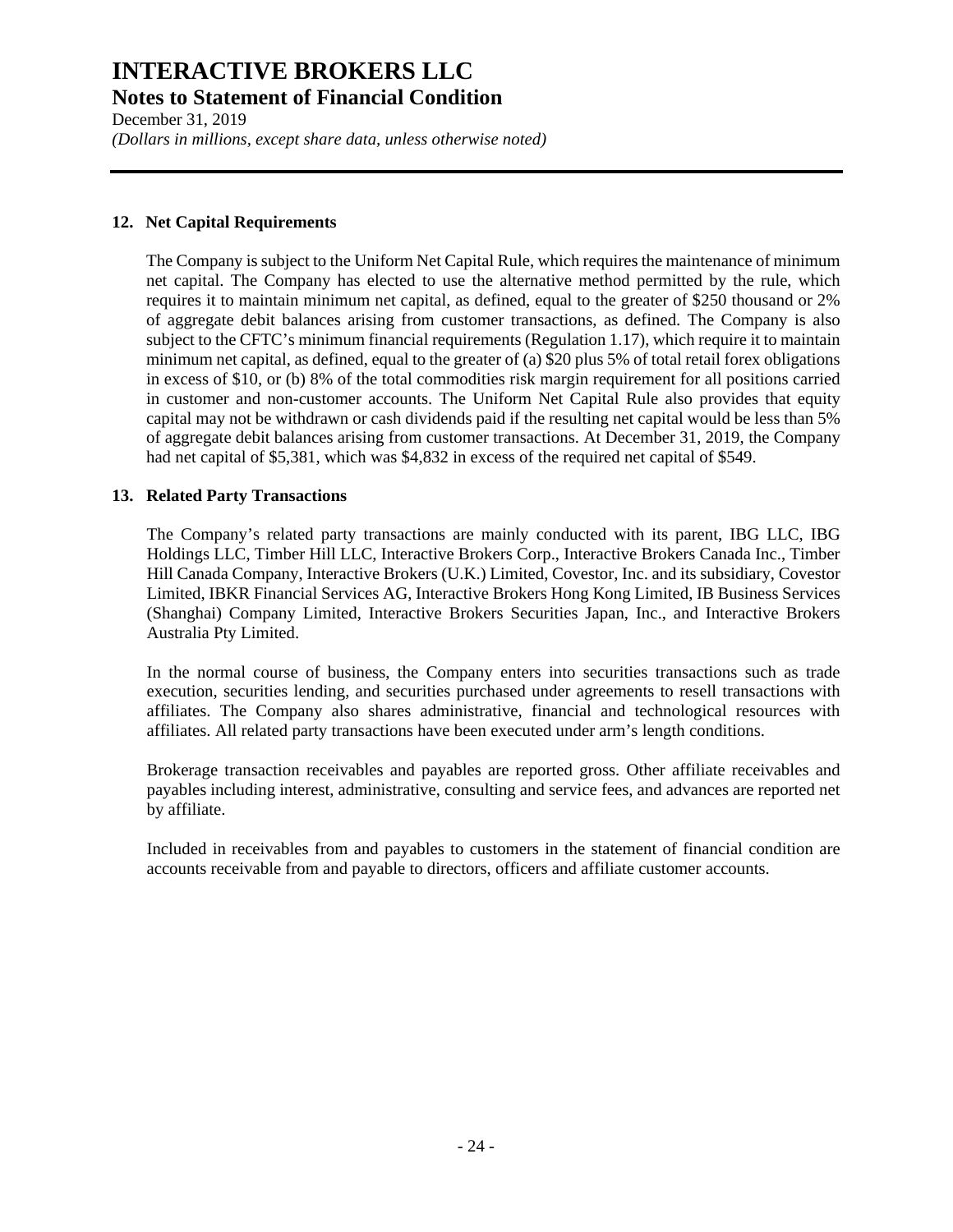## 12. Net Capital Requirements

The Company is subject to the Uniform Net Capital Rule, which requires the maintenance of minimum net capital. The Company has elected to use the alternative method permitted by the rule, which requires it to maintain minimum net capital, as defined, equal to the greater of $250 thousand or 2% of aggregate debit balances arising from customer transactions, as defined. The Company is also subject to the CFTC's minimum financial requirements (Regulation 1.17), which require it to maintain minimum net capital, as defined, equal to the greater of (a) $20 plus 5% of total retail forex obligations in excess of $10, or (b) 8% of the total commodities risk margin requirement for all positions carried in customer and non-customer accounts. The Uniform Net Capital Rule also provides that equity capital may not be withdrawn or cash dividends paid if the resulting net capital would be less than 5% of aggregate debit balances arising from customer transactions. At December 31, 2019, the Company had net capital of $5,381, which was $4,832 in excess of the required net capital of $549.

## 13. Related Party Transactions

The Company's related party transactions are mainly conducted with its parent, IBG LLC, IBG Holdings LLC, Timber Hill LLC, Interactive Brokers Corp., Interactive Brokers Canada Inc., Timber Hill Canada Company, Interactive Brokers (U.K.) Limited, Covestor, Inc. and its subsidiary, Covestor Limited, IBKR Financial Services AG, Interactive Brokers Hong Kong Limited, IB Business Services (Shanghai) Company Limited, Interactive Brokers Securities Japan, Inc., and Interactive Brokers Australia Pty Limited.

In the normal course of business, the Company enters into securities transactions such as trade execution, securities lending, and securities purchased under agreements to resell transactions with affiliates. The Company also shares administrative, financial and technological resources with affiliates. All related party transactions have been executed under arm's length conditions.

Brokerage transaction receivables and payables are reported gross. Other affiliate receivables and payables including interest, administrative, consulting and service fees, and advances are reported net by affiliate.

Included in receivables from and payables to customers in the statement of financial condition are accounts receivable from and payable to directors, officers and affiliate customer accounts.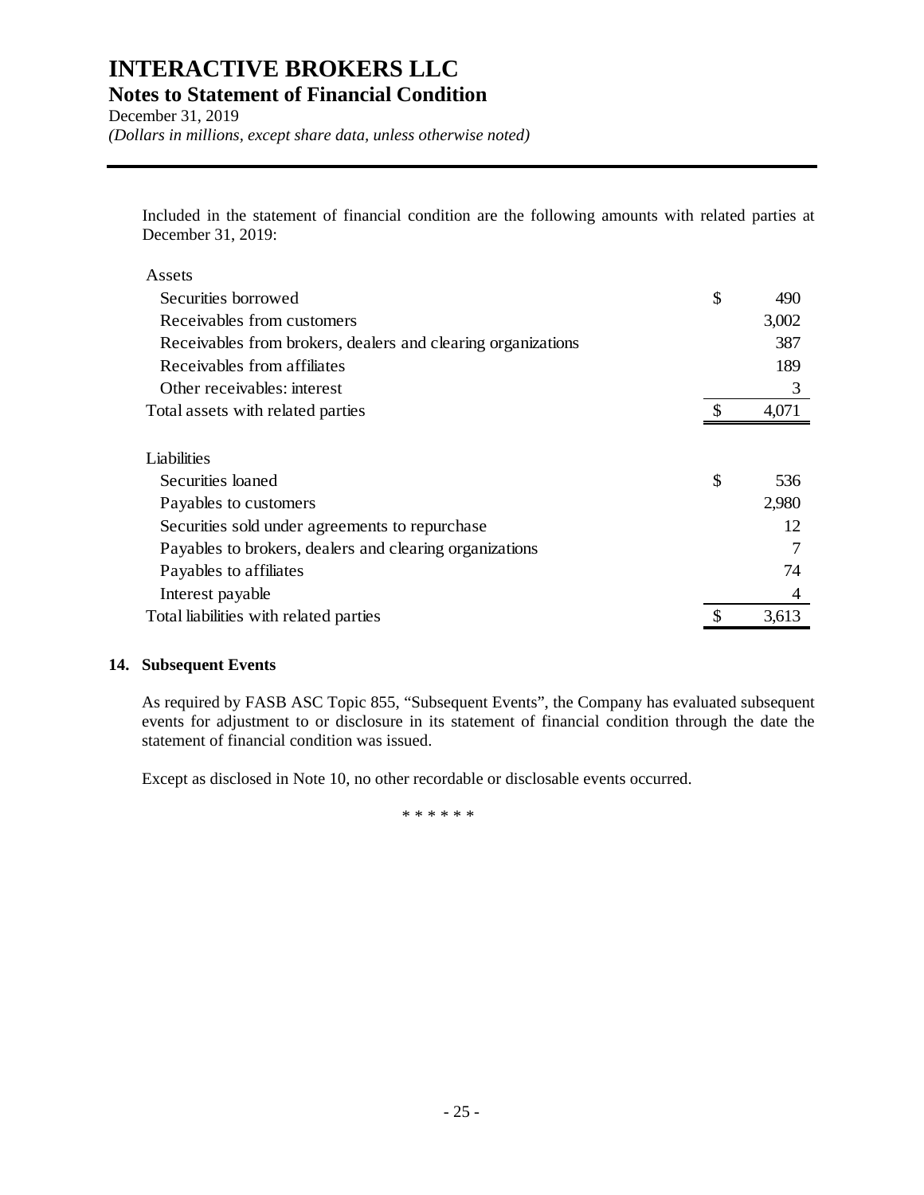# INTERACTIVE BROKERS LLC

## Notes to Statement of Financial Condition

December 31, 2019

*(Dollars in millions, except share data, unless otherwise noted)*

Included in the statement of financial condition are the following amounts with related parties at December 31, 2019:

| | | |
|---|---|---|
| **Assets** | | |
| Securities borrowed | $ | 490 |
| Receivables from customers | | 3,002 |
| Receivables from brokers, dealers and clearing organizations | | 387 |
| Receivables from affiliates | | 189 |
| Other receivables: interest | | 3 |
| Total assets with related parties | $ | 4,071 |
| | | |
| **Liabilities** | | |
| Securities loaned | $ | 536 |
| Payables to customers | | 2,980 |
| Securities sold under agreements to repurchase | | 12 |
| Payables to brokers, dealers and clearing organizations | | 7 |
| Payables to affiliates | | 74 |
| Interest payable | | 4 |
| Total liabilities with related parties | $ | 3,613 |

### 14. Subsequent Events

As required by FASB ASC Topic 855, "Subsequent Events", the Company has evaluated subsequent events for adjustment to or disclosure in its statement of financial condition through the date the statement of financial condition was issued.

Except as disclosed in Note 10, no other recordable or disclosable events occurred.

\* \* \* \* \* \*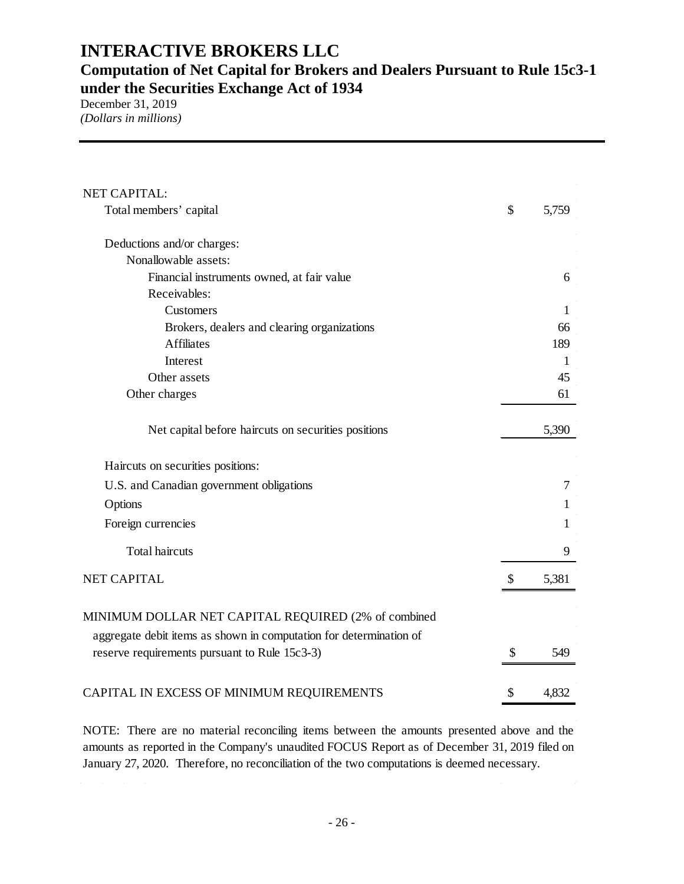# INTERACTIVE BROKERS LLC

## Computation of Net Capital for Brokers and Dealers Pursuant to Rule 15c3-1 under the Securities Exchange Act of 1934

December 31, 2019
*(Dollars in millions)*

| | | |
|---|---|---|
| NET CAPITAL: | | |
| Total members' capital | $ | 5,759 |
| | | |
| Deductions and/or charges: | | |
| Nonallowable assets: | | |
| Financial instruments owned, at fair value | | 6 |
| Receivables: | | |
| Customers | | 1 |
| Brokers, dealers and clearing organizations | | 66 |
| Affiliates | | 189 |
| Interest | | 1 |
| Other assets | | 45 |
| Other charges | | 61 |
| | | |
| Net capital before haircuts on securities positions | | 5,390 |
| | | |
| Haircuts on securities positions: | | |
| U.S. and Canadian government obligations | | 7 |
| Options | | 1 |
| Foreign currencies | | 1 |
| Total haircuts | | 9 |
| NET CAPITAL | $ | 5,381 |
| | | |
| MINIMUM DOLLAR NET CAPITAL REQUIRED (2% of combined aggregate debit items as shown in computation for determination of reserve requirements pursuant to Rule 15c3-3) | $ | 549 |
| | | |
| CAPITAL IN EXCESS OF MINIMUM REQUIREMENTS | $ | 4,832 |

NOTE: There are no material reconciling items between the amounts presented above and the amounts as reported in the Company's unaudited FOCUS Report as of December 31, 2019 filed on January 27, 2020. Therefore, no reconciliation of the two computations is deemed necessary.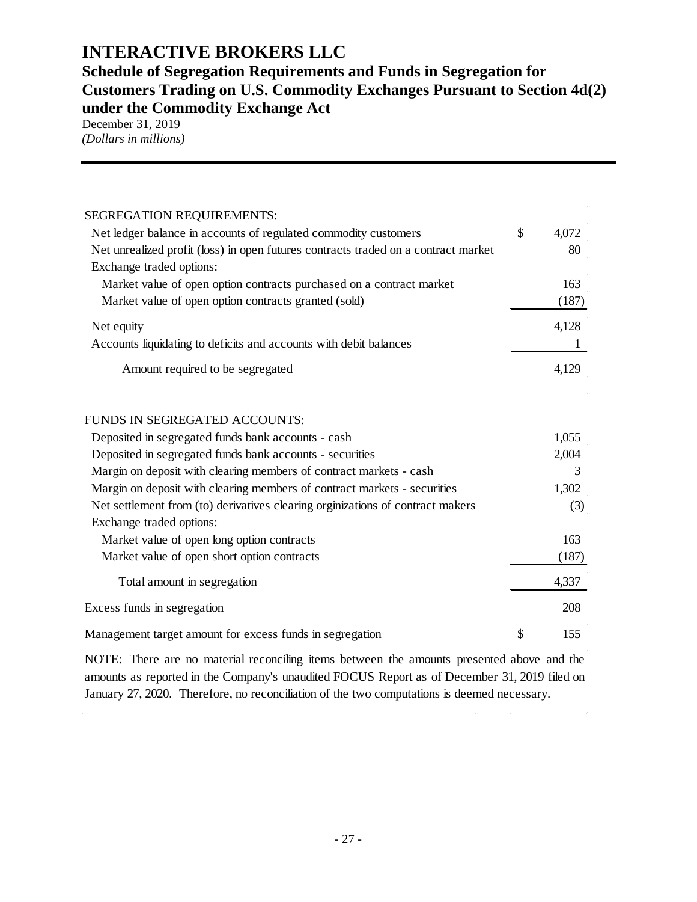# INTERACTIVE BROKERS LLC

## Schedule of Segregation Requirements and Funds in Segregation for Customers Trading on U.S. Commodity Exchanges Pursuant to Section 4d(2) under the Commodity Exchange Act

December 31, 2019

*(Dollars in millions)*

| | | |
|---|---|---|
| SEGREGATION REQUIREMENTS: | | |
| Net ledger balance in accounts of regulated commodity customers | $ | 4,072 |
| Net unrealized profit (loss) in open futures contracts traded on a contract market | | 80 |
| Exchange traded options: | | |
| Market value of open option contracts purchased on a contract market | | 163 |
| Market value of open option contracts granted (sold) | | (187) |
| Net equity | | 4,128 |
| Accounts liquidating to deficits and accounts with debit balances | | 1 |
| Amount required to be segregated | | 4,129 |
| | | |
| FUNDS IN SEGREGATED ACCOUNTS: | | |
| Deposited in segregated funds bank accounts - cash | | 1,055 |
| Deposited in segregated funds bank accounts - securities | | 2,004 |
| Margin on deposit with clearing members of contract markets - cash | | 3 |
| Margin on deposit with clearing members of contract markets - securities | | 1,302 |
| Net settlement from (to) derivatives clearing orginizations of contract makers | | (3) |
| Exchange traded options: | | |
| Market value of open long option contracts | | 163 |
| Market value of open short option contracts | | (187) |
| Total amount in segregation | | 4,337 |
| Excess funds in segregation | | 208 |
| Management target amount for excess funds in segregation | $ | 155 |

NOTE: There are no material reconciling items between the amounts presented above and the amounts as reported in the Company's unaudited FOCUS Report as of December 31, 2019 filed on January 27, 2020. Therefore, no reconciliation of the two computations is deemed necessary.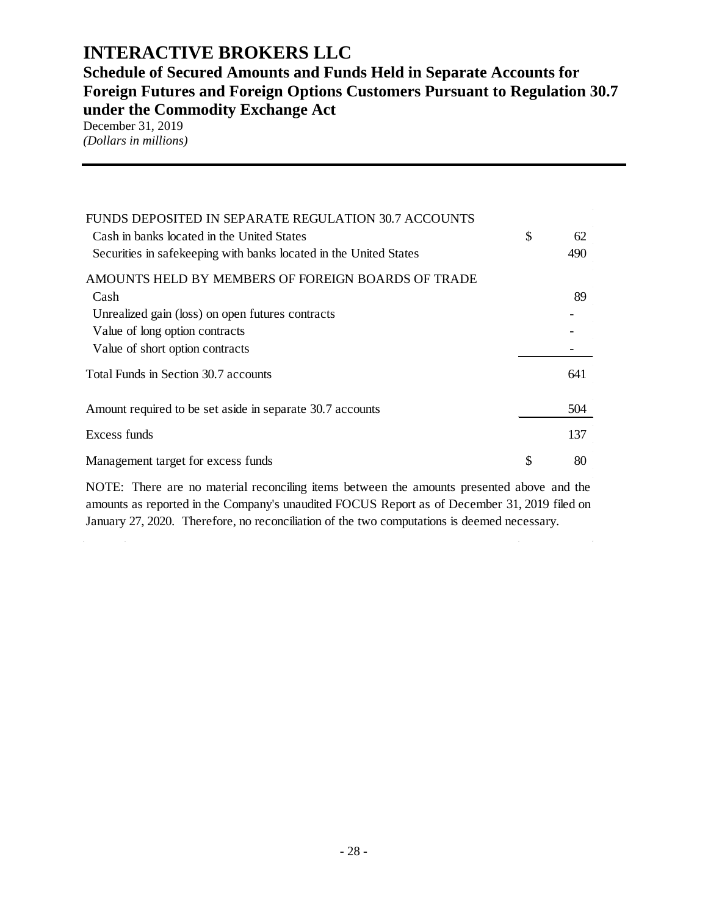# INTERACTIVE BROKERS LLC

## Schedule of Secured Amounts and Funds Held in Separate Accounts for Foreign Futures and Foreign Options Customers Pursuant to Regulation 30.7 under the Commodity Exchange Act

December 31, 2019

*(Dollars in millions)*

| | | |
|---|---|---|
| FUNDS DEPOSITED IN SEPARATE REGULATION 30.7 ACCOUNTS | | |
| Cash in banks located in the United States | $ | 62 |
| Securities in safekeeping with banks located in the United States | | 490 |
| AMOUNTS HELD BY MEMBERS OF FOREIGN BOARDS OF TRADE | | |
| Cash | | 89 |
| Unrealized gain (loss) on open futures contracts | | - |
| Value of long option contracts | | - |
| Value of short option contracts | | - |
| Total Funds in Section 30.7 accounts | | 641 |
| Amount required to be set aside in separate 30.7 accounts | | 504 |
| Excess funds | | 137 |
| Management target for excess funds | $ | 80 |

NOTE: There are no material reconciling items between the amounts presented above and the amounts as reported in the Company's unaudited FOCUS Report as of December 31, 2019 filed on January 27, 2020. Therefore, no reconciliation of the two computations is deemed necessary.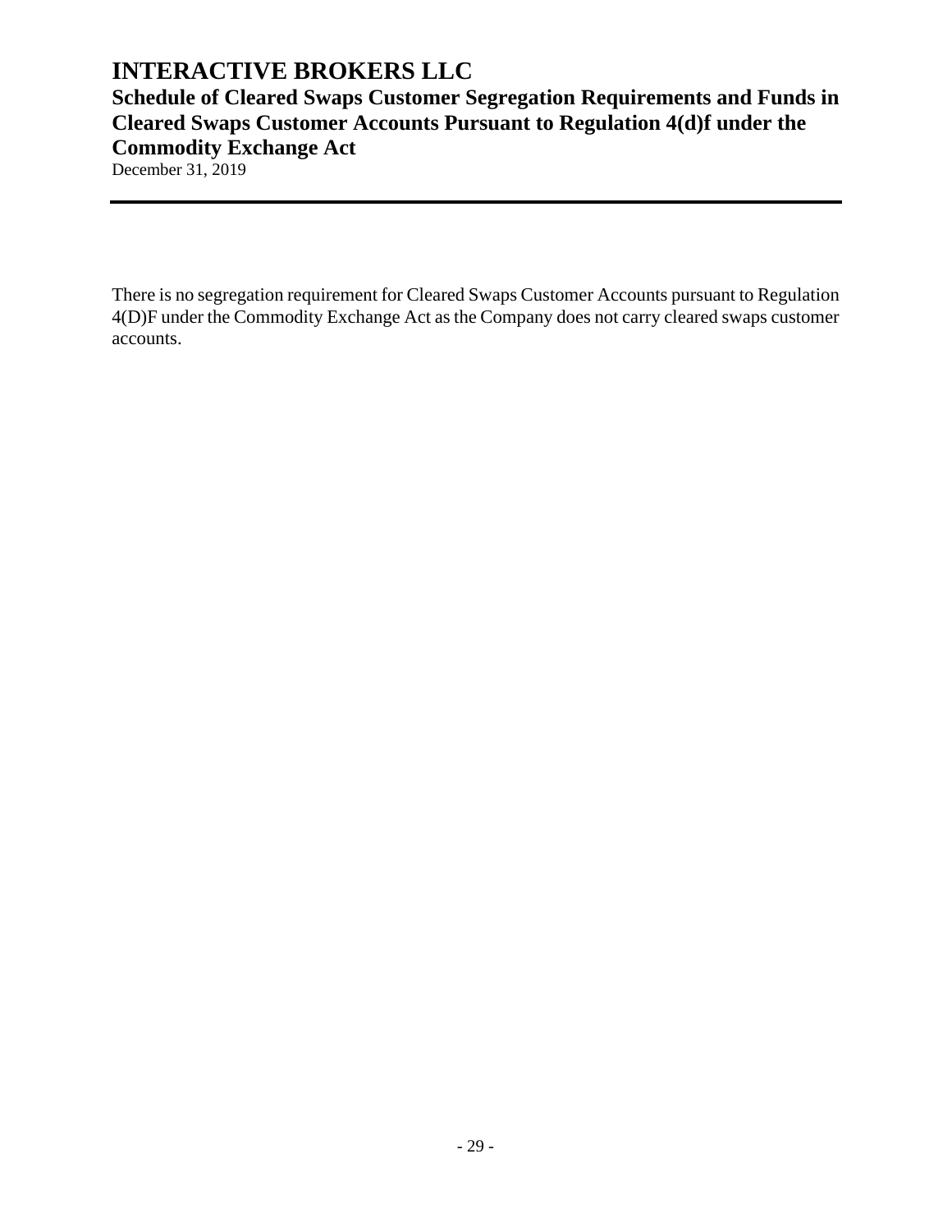# INTERACTIVE BROKERS LLC

## Schedule of Cleared Swaps Customer Segregation Requirements and Funds in Cleared Swaps Customer Accounts Pursuant to Regulation 4(d)f under the Commodity Exchange Act

December 31, 2019

---

There is no segregation requirement for Cleared Swaps Customer Accounts pursuant to Regulation 4(D)F under the Commodity Exchange Act as the Company does not carry cleared swaps customer accounts.